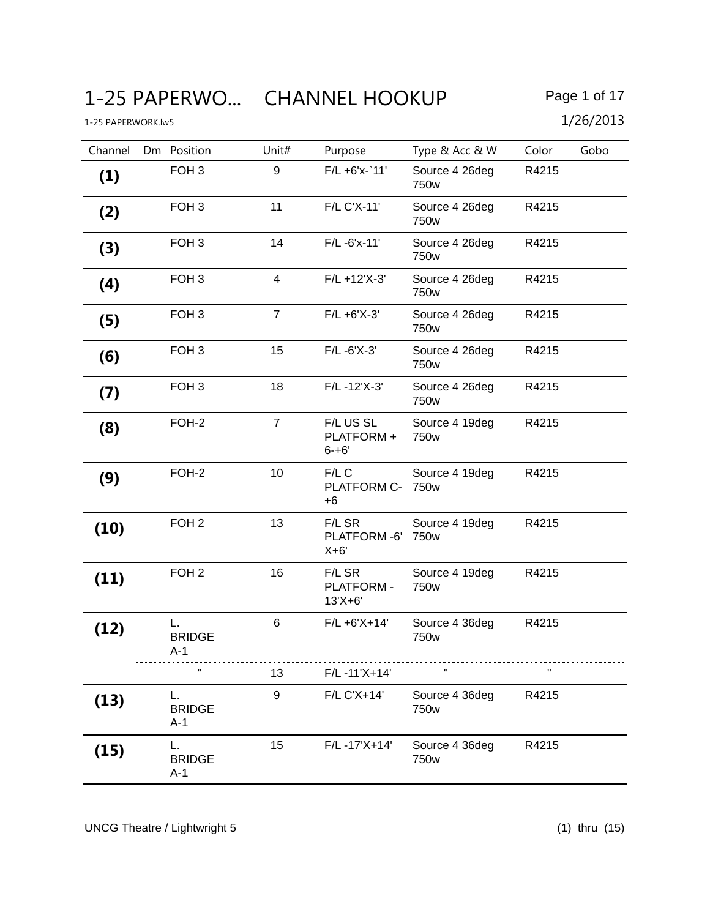# 1-25 PAPERWO... CHANNEL HOOKUP

1-25 PAPERWORK.lw5

1/26/2013

| Channel | Dm | Position | Unit# | Purpose | Type & Acc & W | Color | Gobo |
|---|---|---|---|---|---|---|---|
| **(1)** | | FOH 3 | 9 | F/L +6'x-`11' | Source 4 26deg 750w | R4215 | |
| **(2)** | | FOH 3 | 11 | F/L C'X-11' | Source 4 26deg 750w | R4215 | |
| **(3)** | | FOH 3 | 14 | F/L -6'x-11' | Source 4 26deg 750w | R4215 | |
| **(4)** | | FOH 3 | 4 | F/L +12'X-3' | Source 4 26deg 750w | R4215 | |
| **(5)** | | FOH 3 | 7 | F/L +6'X-3' | Source 4 26deg 750w | R4215 | |
| **(6)** | | FOH 3 | 15 | F/L -6'X-3' | Source 4 26deg 750w | R4215 | |
| **(7)** | | FOH 3 | 18 | F/L -12'X-3' | Source 4 26deg 750w | R4215 | |
| **(8)** | | FOH-2 | 7 | F/L US SL PLATFORM + 6-+6' | Source 4 19deg 750w | R4215 | |
| **(9)** | | FOH-2 | 10 | F/L C PLATFORM C-+6 | Source 4 19deg 750w | R4215 | |
| **(10)** | | FOH 2 | 13 | F/L SR PLATFORM -6' X+6' | Source 4 19deg 750w | R4215 | |
| **(11)** | | FOH 2 | 16 | F/L SR PLATFORM -13'X+6' | Source 4 19deg 750w | R4215 | |
| **(12)** | | L. BRIDGE A-1 | 6 | F/L +6'X+14' | Source 4 36deg 750w | R4215 | |
| | | " | 13 | F/L -11'X+14' | " | " | |
| **(13)** | | L. BRIDGE A-1 | 9 | F/L C'X+14' | Source 4 36deg 750w | R4215 | |
| **(15)** | | L. BRIDGE A-1 | 15 | F/L -17'X+14' | Source 4 36deg 750w | R4215 | |

UNCG Theatre / Lightwright 5

(1) thru (15)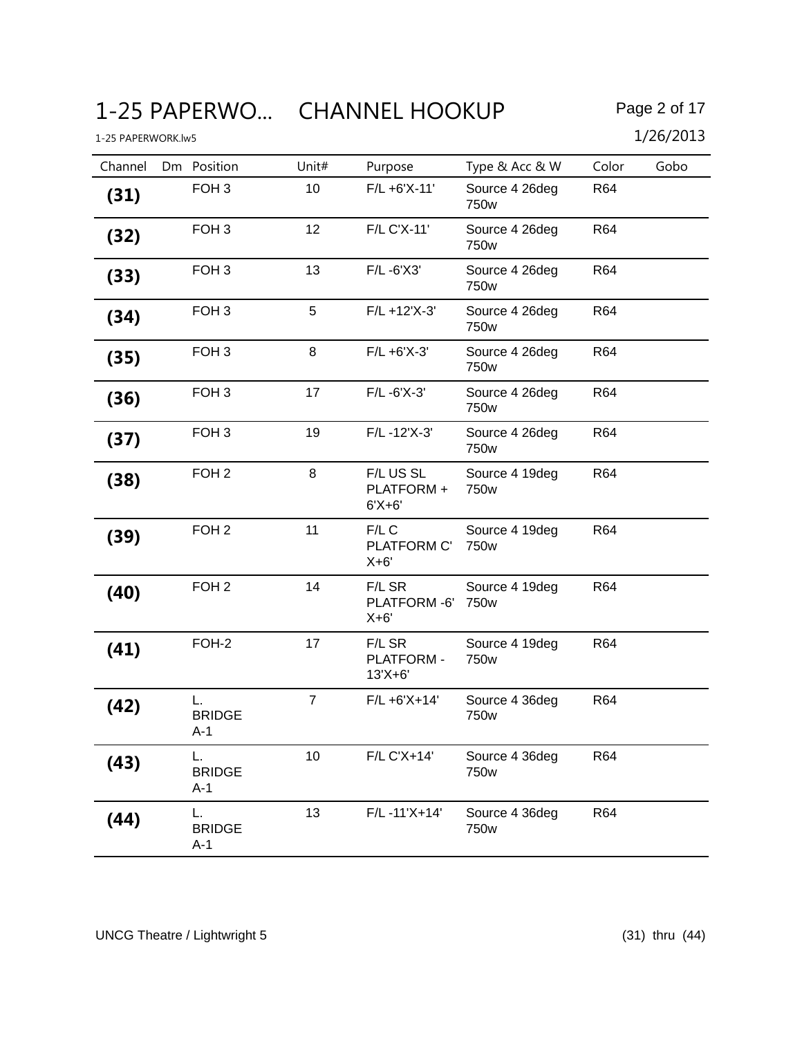# 1-25 PAPERWO... CHANNEL HOOKUP

1-25 PAPERWORK.lw5

1/26/2013

| Channel | Dm | Position | Unit# | Purpose | Type & Acc & W | Color | Gobo |
|---|---|---|---|---|---|---|---|
| **(31)** | | FOH 3 | 10 | F/L +6'X-11' | Source 4 26deg 750w | R64 | |
| **(32)** | | FOH 3 | 12 | F/L C'X-11' | Source 4 26deg 750w | R64 | |
| **(33)** | | FOH 3 | 13 | F/L -6'X3' | Source 4 26deg 750w | R64 | |
| **(34)** | | FOH 3 | 5 | F/L +12'X-3' | Source 4 26deg 750w | R64 | |
| **(35)** | | FOH 3 | 8 | F/L +6'X-3' | Source 4 26deg 750w | R64 | |
| **(36)** | | FOH 3 | 17 | F/L -6'X-3' | Source 4 26deg 750w | R64 | |
| **(37)** | | FOH 3 | 19 | F/L -12'X-3' | Source 4 26deg 750w | R64 | |
| **(38)** | | FOH 2 | 8 | F/L US SL PLATFORM + 6'X+6' | Source 4 19deg 750w | R64 | |
| **(39)** | | FOH 2 | 11 | F/L C PLATFORM C' X+6' | Source 4 19deg 750w | R64 | |
| **(40)** | | FOH 2 | 14 | F/L SR PLATFORM -6' X+6' | Source 4 19deg 750w | R64 | |
| **(41)** | | FOH-2 | 17 | F/L SR PLATFORM - 13'X+6' | Source 4 19deg 750w | R64 | |
| **(42)** | | L. BRIDGE A-1 | 7 | F/L +6'X+14' | Source 4 36deg 750w | R64 | |
| **(43)** | | L. BRIDGE A-1 | 10 | F/L C'X+14' | Source 4 36deg 750w | R64 | |
| **(44)** | | L. BRIDGE A-1 | 13 | F/L -11'X+14' | Source 4 36deg 750w | R64 | |

UNCG Theatre / Lightwright 5

(31) thru (44)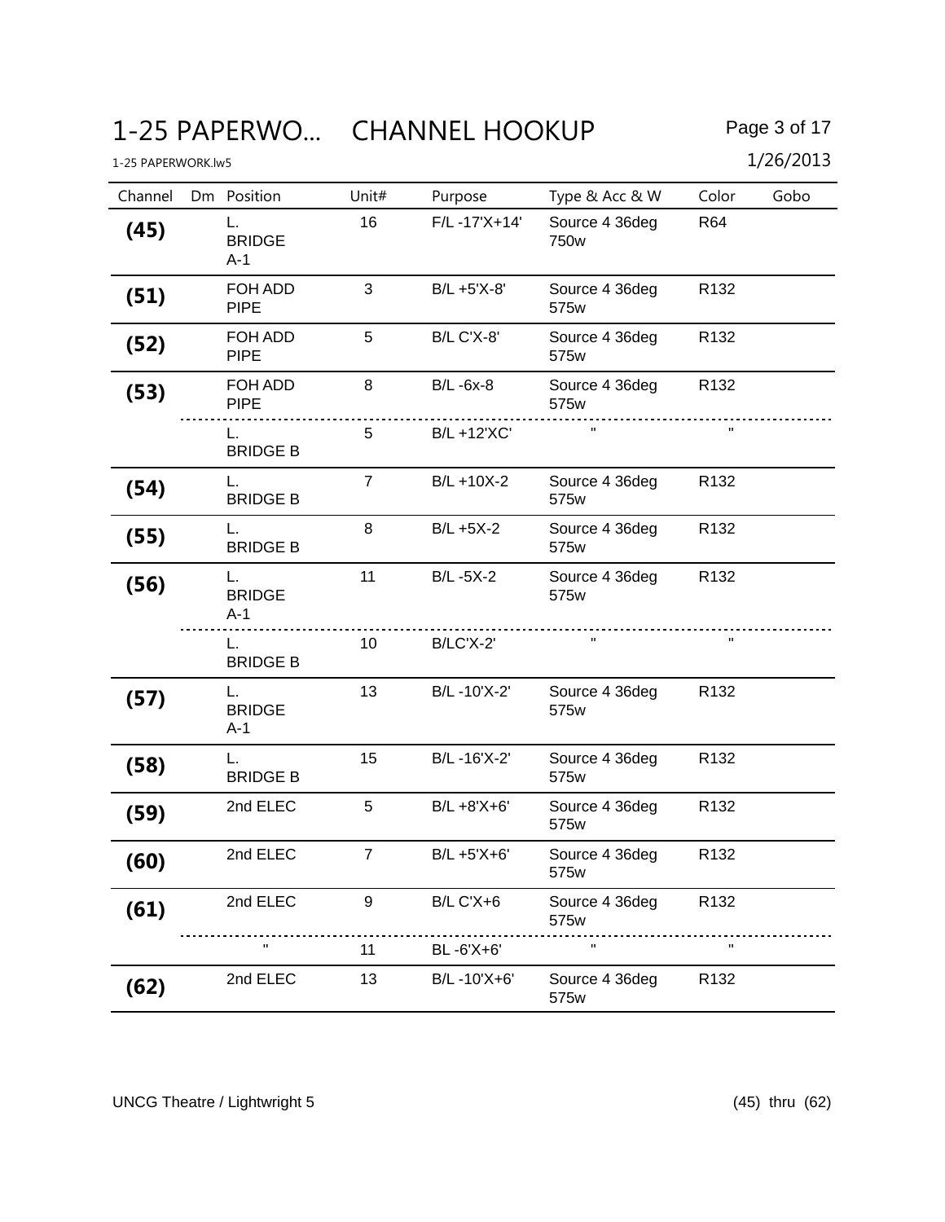# 1-25 PAPERWO... CHANNEL HOOKUP

1-25 PAPERWORK.lw5

1/26/2013

| Channel | Dm | Position | Unit# | Purpose | Type & Acc & W | Color | Gobo |
|---|---|---|---|---|---|---|---|
| **(45)** | | L. BRIDGE A-1 | 16 | F/L -17'X+14' | Source 4 36deg 750w | R64 | |
| **(51)** | | FOH ADD PIPE | 3 | B/L +5'X-8' | Source 4 36deg 575w | R132 | |
| **(52)** | | FOH ADD PIPE | 5 | B/L C'X-8' | Source 4 36deg 575w | R132 | |
| **(53)** | | FOH ADD PIPE | 8 | B/L -6x-8 | Source 4 36deg 575w | R132 | |
| | | L. BRIDGE B | 5 | B/L +12'XC' | " | " | |
| **(54)** | | L. BRIDGE B | 7 | B/L +10X-2 | Source 4 36deg 575w | R132 | |
| **(55)** | | L. BRIDGE B | 8 | B/L +5X-2 | Source 4 36deg 575w | R132 | |
| **(56)** | | L. BRIDGE A-1 | 11 | B/L -5X-2 | Source 4 36deg 575w | R132 | |
| | | L. BRIDGE B | 10 | B/LC'X-2' | " | " | |
| **(57)** | | L. BRIDGE A-1 | 13 | B/L -10'X-2' | Source 4 36deg 575w | R132 | |
| **(58)** | | L. BRIDGE B | 15 | B/L -16'X-2' | Source 4 36deg 575w | R132 | |
| **(59)** | | 2nd ELEC | 5 | B/L +8'X+6' | Source 4 36deg 575w | R132 | |
| **(60)** | | 2nd ELEC | 7 | B/L +5'X+6' | Source 4 36deg 575w | R132 | |
| **(61)** | | 2nd ELEC | 9 | B/L C'X+6 | Source 4 36deg 575w | R132 | |
| | | " | 11 | BL -6'X+6' | " | " | |
| **(62)** | | 2nd ELEC | 13 | B/L -10'X+6' | Source 4 36deg 575w | R132 | |

UNCG Theatre / Lightwright 5

(45) thru (62)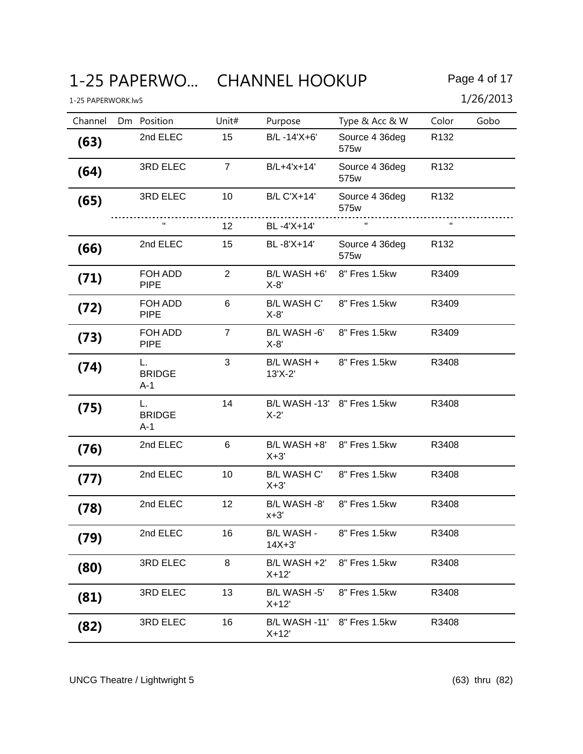# 1-25 PAPERWO... CHANNEL HOOKUP

1-25 PAPERWORK.lw5

1/26/2013

| Channel | Dm | Position | Unit# | Purpose | Type & Acc & W | Color | Gobo |
|---|---|---|---|---|---|---|---|
| **(63)** | | 2nd ELEC | 15 | B/L -14'X+6' | Source 4 36deg 575w | R132 | |
| **(64)** | | 3RD ELEC | 7 | B/L+4'x+14' | Source 4 36deg 575w | R132 | |
| **(65)** | | 3RD ELEC | 10 | B/L C'X+14' | Source 4 36deg 575w | R132 | |
| | | " | 12 | BL -4'X+14' | " | " | |
| **(66)** | | 2nd ELEC | 15 | BL -8'X+14' | Source 4 36deg 575w | R132 | |
| **(71)** | | FOH ADD PIPE | 2 | B/L WASH +6' X-8' | 8" Fres 1.5kw | R3409 | |
| **(72)** | | FOH ADD PIPE | 6 | B/L WASH C' X-8' | 8" Fres 1.5kw | R3409 | |
| **(73)** | | FOH ADD PIPE | 7 | B/L WASH -6' X-8' | 8" Fres 1.5kw | R3409 | |
| **(74)** | | L. BRIDGE A-1 | 3 | B/L WASH + 13'X-2' | 8" Fres 1.5kw | R3408 | |
| **(75)** | | L. BRIDGE A-1 | 14 | B/L WASH -13' X-2' | 8" Fres 1.5kw | R3408 | |
| **(76)** | | 2nd ELEC | 6 | B/L WASH +8' X+3' | 8" Fres 1.5kw | R3408 | |
| **(77)** | | 2nd ELEC | 10 | B/L WASH C' X+3' | 8" Fres 1.5kw | R3408 | |
| **(78)** | | 2nd ELEC | 12 | B/L WASH -8' x+3' | 8" Fres 1.5kw | R3408 | |
| **(79)** | | 2nd ELEC | 16 | B/L WASH - 14X+3' | 8" Fres 1.5kw | R3408 | |
| **(80)** | | 3RD ELEC | 8 | B/L WASH +2' X+12' | 8" Fres 1.5kw | R3408 | |
| **(81)** | | 3RD ELEC | 13 | B/L WASH -5' X+12' | 8" Fres 1.5kw | R3408 | |
| **(82)** | | 3RD ELEC | 16 | B/L WASH -11' X+12' | 8" Fres 1.5kw | R3408 | |

UNCG Theatre / Lightwright 5

(63) thru (82)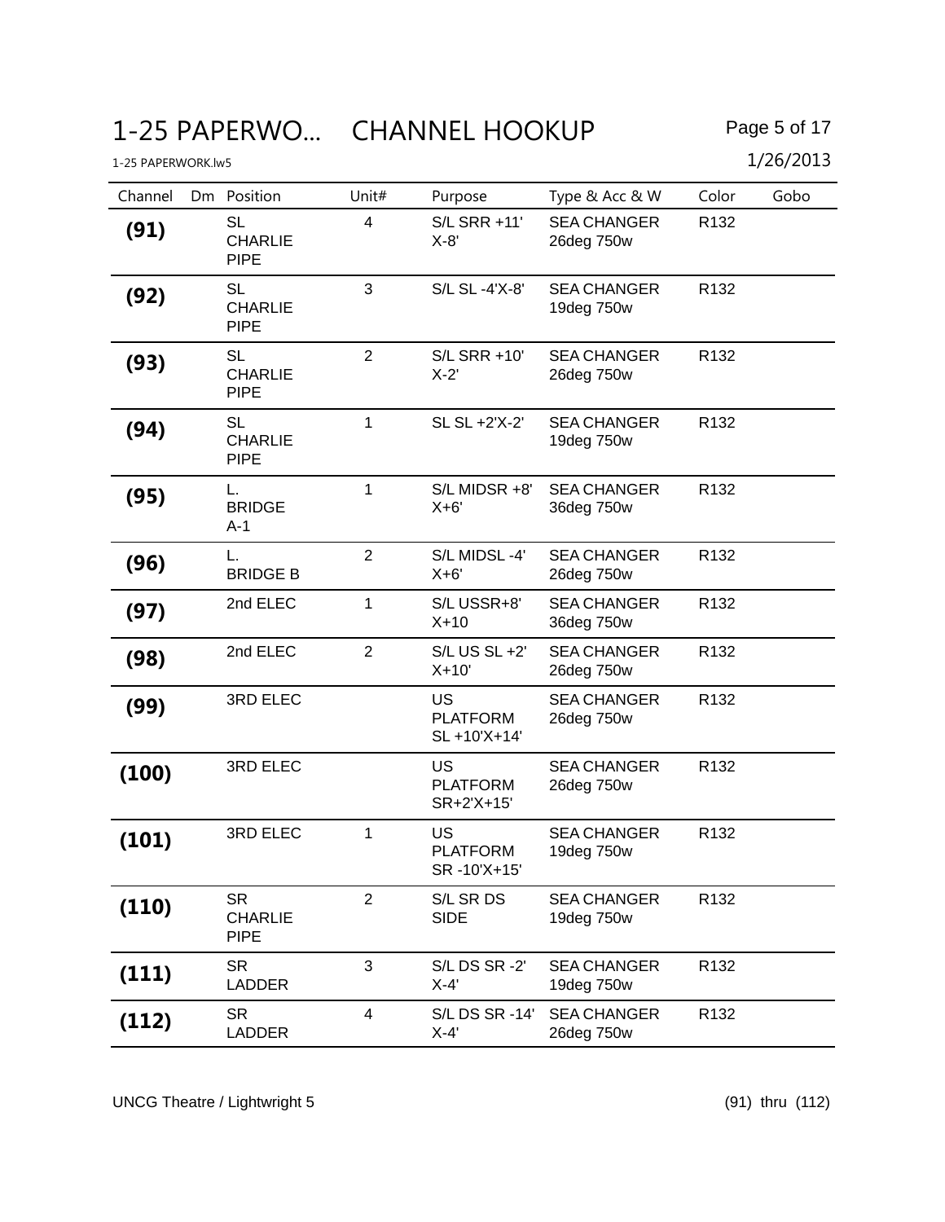# 1-25 PAPERWO... CHANNEL HOOKUP

1-25 PAPERWORK.lw5

1/26/2013

| Channel | Dm | Position | Unit# | Purpose | Type & Acc & W | Color | Gobo |
|---|---|---|---|---|---|---|---|
| **(91)** | | SL CHARLIE PIPE | 4 | S/L SRR +11' X-8' | SEA CHANGER 26deg 750w | R132 | |
| **(92)** | | SL CHARLIE PIPE | 3 | S/L SL -4'X-8' | SEA CHANGER 19deg 750w | R132 | |
| **(93)** | | SL CHARLIE PIPE | 2 | S/L SRR +10' X-2' | SEA CHANGER 26deg 750w | R132 | |
| **(94)** | | SL CHARLIE PIPE | 1 | SL SL +2'X-2' | SEA CHANGER 19deg 750w | R132 | |
| **(95)** | | L. BRIDGE A-1 | 1 | S/L MIDSR +8' X+6' | SEA CHANGER 36deg 750w | R132 | |
| **(96)** | | L. BRIDGE B | 2 | S/L MIDSL -4' X+6' | SEA CHANGER 26deg 750w | R132 | |
| **(97)** | | 2nd ELEC | 1 | S/L USSR+8' X+10 | SEA CHANGER 36deg 750w | R132 | |
| **(98)** | | 2nd ELEC | 2 | S/L US SL +2' X+10' | SEA CHANGER 26deg 750w | R132 | |
| **(99)** | | 3RD ELEC | | US PLATFORM SL +10'X+14' | SEA CHANGER 26deg 750w | R132 | |
| **(100)** | | 3RD ELEC | | US PLATFORM SR+2'X+15' | SEA CHANGER 26deg 750w | R132 | |
| **(101)** | | 3RD ELEC | 1 | US PLATFORM SR -10'X+15' | SEA CHANGER 19deg 750w | R132 | |
| **(110)** | | SR CHARLIE PIPE | 2 | S/L SR DS SIDE | SEA CHANGER 19deg 750w | R132 | |
| **(111)** | | SR LADDER | 3 | S/L DS SR -2' X-4' | SEA CHANGER 19deg 750w | R132 | |
| **(112)** | | SR LADDER | 4 | S/L DS SR -14' X-4' | SEA CHANGER 26deg 750w | R132 | |

UNCG Theatre / Lightwright 5

(91) thru (112)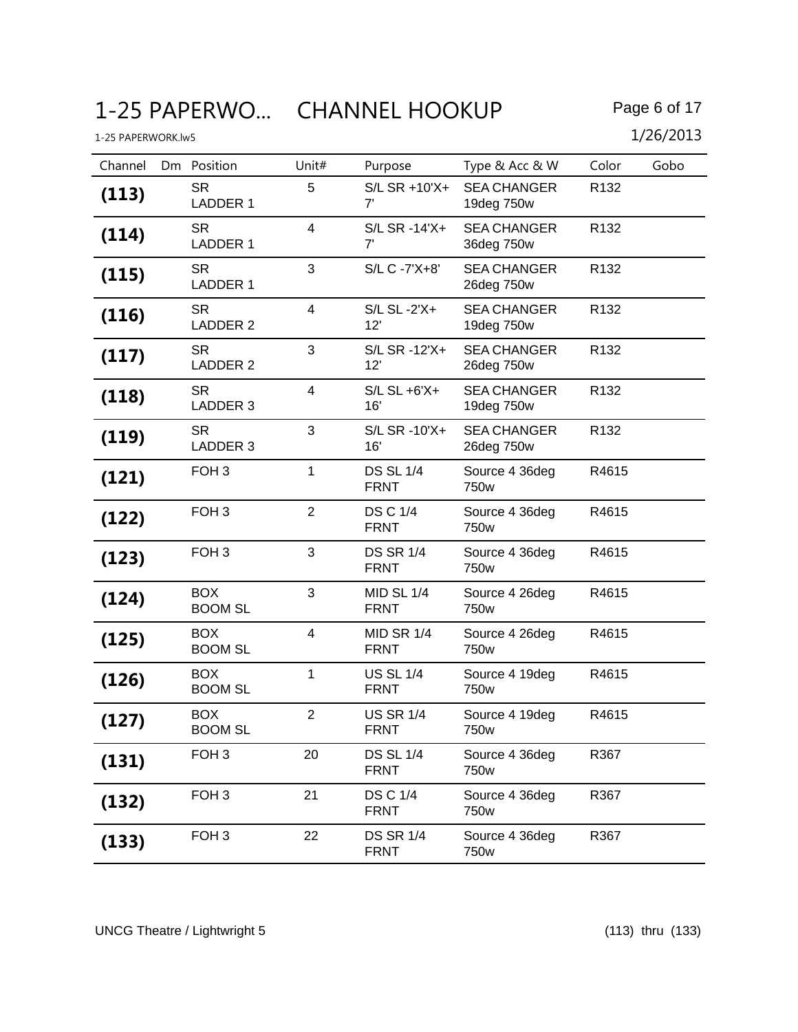# 1-25 PAPERWO... CHANNEL HOOKUP

1-25 PAPERWORK.lw5

1/26/2013

| Channel | Dm | Position | Unit# | Purpose | Type & Acc & W | Color | Gobo |
|---|---|---|---|---|---|---|---|
| **(113)** | | SR LADDER 1 | 5 | S/L SR +10'X+ 7' | SEA CHANGER 19deg 750w | R132 | |
| **(114)** | | SR LADDER 1 | 4 | S/L SR -14'X+ 7' | SEA CHANGER 36deg 750w | R132 | |
| **(115)** | | SR LADDER 1 | 3 | S/L C -7'X+8' | SEA CHANGER 26deg 750w | R132 | |
| **(116)** | | SR LADDER 2 | 4 | S/L SL -2'X+ 12' | SEA CHANGER 19deg 750w | R132 | |
| **(117)** | | SR LADDER 2 | 3 | S/L SR -12'X+ 12' | SEA CHANGER 26deg 750w | R132 | |
| **(118)** | | SR LADDER 3 | 4 | S/L SL +6'X+ 16' | SEA CHANGER 19deg 750w | R132 | |
| **(119)** | | SR LADDER 3 | 3 | S/L SR -10'X+ 16' | SEA CHANGER 26deg 750w | R132 | |
| **(121)** | | FOH 3 | 1 | DS SL 1/4 FRNT | Source 4 36deg 750w | R4615 | |
| **(122)** | | FOH 3 | 2 | DS C 1/4 FRNT | Source 4 36deg 750w | R4615 | |
| **(123)** | | FOH 3 | 3 | DS SR 1/4 FRNT | Source 4 36deg 750w | R4615 | |
| **(124)** | | BOX BOOM SL | 3 | MID SL 1/4 FRNT | Source 4 26deg 750w | R4615 | |
| **(125)** | | BOX BOOM SL | 4 | MID SR 1/4 FRNT | Source 4 26deg 750w | R4615 | |
| **(126)** | | BOX BOOM SL | 1 | US SL 1/4 FRNT | Source 4 19deg 750w | R4615 | |
| **(127)** | | BOX BOOM SL | 2 | US SR 1/4 FRNT | Source 4 19deg 750w | R4615 | |
| **(131)** | | FOH 3 | 20 | DS SL 1/4 FRNT | Source 4 36deg 750w | R367 | |
| **(132)** | | FOH 3 | 21 | DS C 1/4 FRNT | Source 4 36deg 750w | R367 | |
| **(133)** | | FOH 3 | 22 | DS SR 1/4 FRNT | Source 4 36deg 750w | R367 | |

UNCG Theatre / Lightwright 5 — (113) thru (133)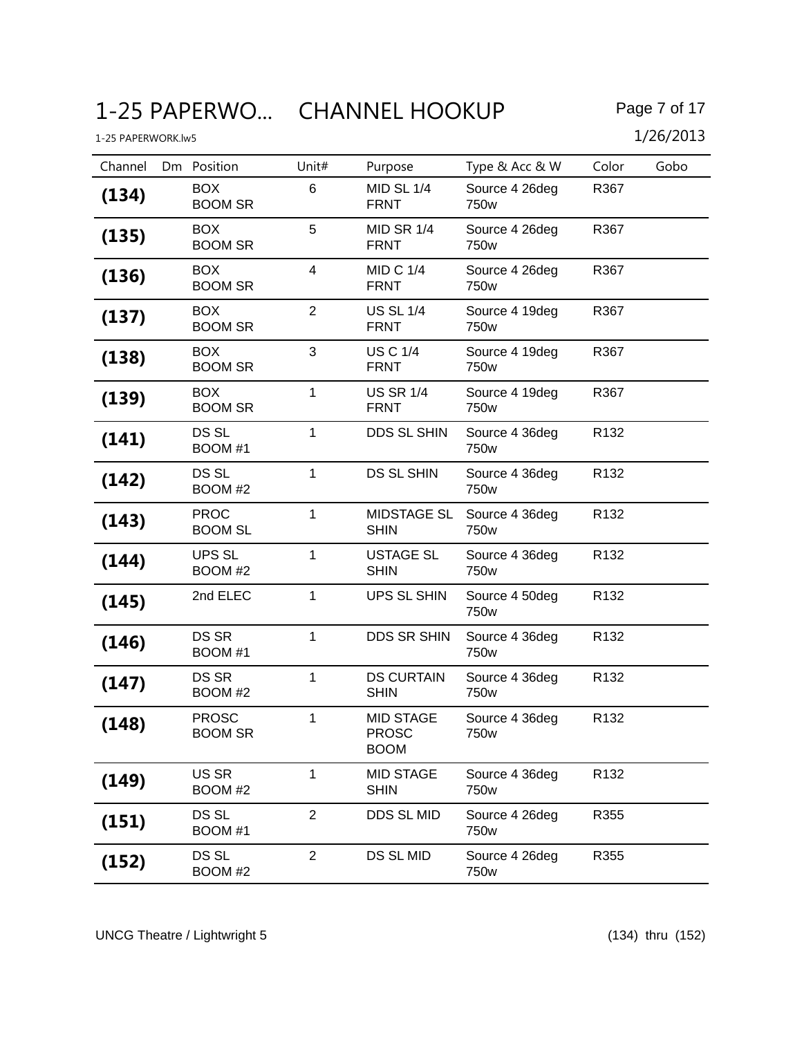# 1-25 PAPERWO... CHANNEL HOOKUP

1-25 PAPERWORK.lw5

1/26/2013

| Channel | Dm | Position | Unit# | Purpose | Type & Acc & W | Color | Gobo |
|---|---|---|---|---|---|---|---|
| **(134)** | | BOX BOOM SR | 6 | MID SL 1/4 FRNT | Source 4 26deg 750w | R367 | |
| **(135)** | | BOX BOOM SR | 5 | MID SR 1/4 FRNT | Source 4 26deg 750w | R367 | |
| **(136)** | | BOX BOOM SR | 4 | MID C 1/4 FRNT | Source 4 26deg 750w | R367 | |
| **(137)** | | BOX BOOM SR | 2 | US SL 1/4 FRNT | Source 4 19deg 750w | R367 | |
| **(138)** | | BOX BOOM SR | 3 | US C 1/4 FRNT | Source 4 19deg 750w | R367 | |
| **(139)** | | BOX BOOM SR | 1 | US SR 1/4 FRNT | Source 4 19deg 750w | R367 | |
| **(141)** | | DS SL BOOM #1 | 1 | DDS SL SHIN | Source 4 36deg 750w | R132 | |
| **(142)** | | DS SL BOOM #2 | 1 | DS SL SHIN | Source 4 36deg 750w | R132 | |
| **(143)** | | PROC BOOM SL | 1 | MIDSTAGE SL SHIN | Source 4 36deg 750w | R132 | |
| **(144)** | | UPS SL BOOM #2 | 1 | USTAGE SL SHIN | Source 4 36deg 750w | R132 | |
| **(145)** | | 2nd ELEC | 1 | UPS SL SHIN | Source 4 50deg 750w | R132 | |
| **(146)** | | DS SR BOOM #1 | 1 | DDS SR SHIN | Source 4 36deg 750w | R132 | |
| **(147)** | | DS SR BOOM #2 | 1 | DS CURTAIN SHIN | Source 4 36deg 750w | R132 | |
| **(148)** | | PROSC BOOM SR | 1 | MID STAGE PROSC BOOM | Source 4 36deg 750w | R132 | |
| **(149)** | | US SR BOOM #2 | 1 | MID STAGE SHIN | Source 4 36deg 750w | R132 | |
| **(151)** | | DS SL BOOM #1 | 2 | DDS SL MID | Source 4 26deg 750w | R355 | |
| **(152)** | | DS SL BOOM #2 | 2 | DS SL MID | Source 4 26deg 750w | R355 | |

UNCG Theatre / Lightwright 5

(134) thru (152)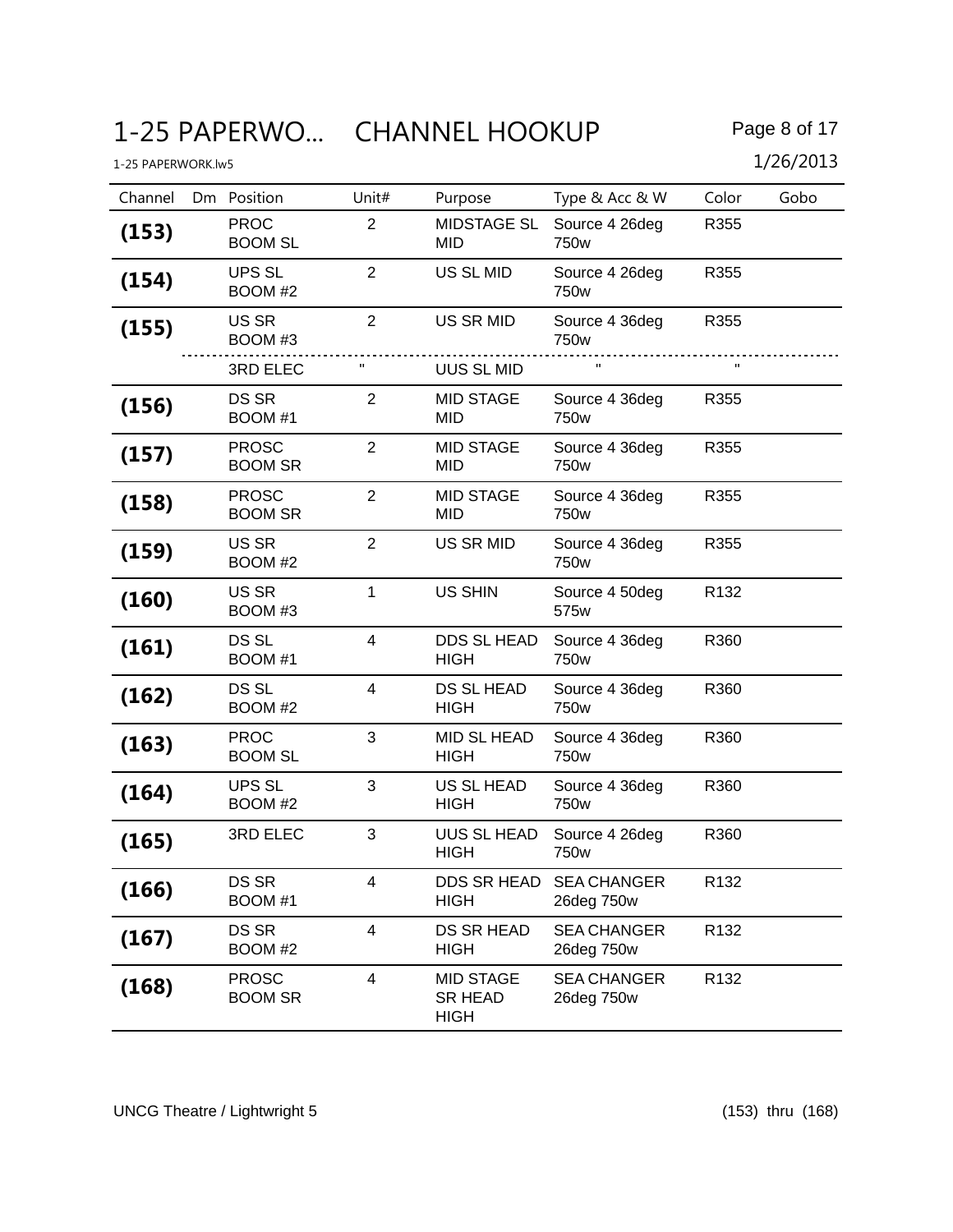# 1-25 PAPERWO... CHANNEL HOOKUP

1-25 PAPERWORK.lw5

1/26/2013

| Channel | Dm | Position | Unit# | Purpose | Type & Acc & W | Color | Gobo |
|---|---|---|---|---|---|---|---|
| **(153)** | | PROC BOOM SL | 2 | MIDSTAGE SL MID | Source 4 26deg 750w | R355 | |
| **(154)** | | UPS SL BOOM #2 | 2 | US SL MID | Source 4 26deg 750w | R355 | |
| **(155)** | | US SR BOOM #3 | 2 | US SR MID | Source 4 36deg 750w | R355 | |
| | | 3RD ELEC | " | UUS SL MID | " | " | |
| **(156)** | | DS SR BOOM #1 | 2 | MID STAGE MID | Source 4 36deg 750w | R355 | |
| **(157)** | | PROSC BOOM SR | 2 | MID STAGE MID | Source 4 36deg 750w | R355 | |
| **(158)** | | PROSC BOOM SR | 2 | MID STAGE MID | Source 4 36deg 750w | R355 | |
| **(159)** | | US SR BOOM #2 | 2 | US SR MID | Source 4 36deg 750w | R355 | |
| **(160)** | | US SR BOOM #3 | 1 | US SHIN | Source 4 50deg 575w | R132 | |
| **(161)** | | DS SL BOOM #1 | 4 | DDS SL HEAD HIGH | Source 4 36deg 750w | R360 | |
| **(162)** | | DS SL BOOM #2 | 4 | DS SL HEAD HIGH | Source 4 36deg 750w | R360 | |
| **(163)** | | PROC BOOM SL | 3 | MID SL HEAD HIGH | Source 4 36deg 750w | R360 | |
| **(164)** | | UPS SL BOOM #2 | 3 | US SL HEAD HIGH | Source 4 36deg 750w | R360 | |
| **(165)** | | 3RD ELEC | 3 | UUS SL HEAD HIGH | Source 4 26deg 750w | R360 | |
| **(166)** | | DS SR BOOM #1 | 4 | DDS SR HEAD HIGH | SEA CHANGER 26deg 750w | R132 | |
| **(167)** | | DS SR BOOM #2 | 4 | DS SR HEAD HIGH | SEA CHANGER 26deg 750w | R132 | |
| **(168)** | | PROSC BOOM SR | 4 | MID STAGE SR HEAD HIGH | SEA CHANGER 26deg 750w | R132 | |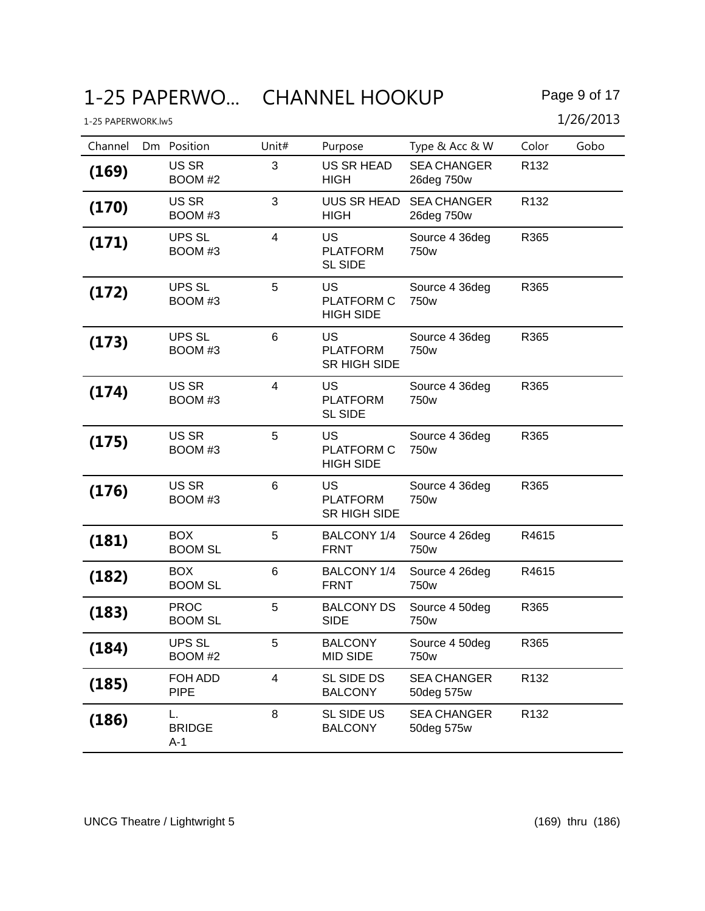# 1-25 PAPERWO... CHANNEL HOOKUP

1-25 PAPERWORK.lw5

1/26/2013

| Channel | Dm | Position | Unit# | Purpose | Type & Acc & W | Color | Gobo |
|---|---|---|---|---|---|---|---|
| **(169)** | | US SR BOOM #2 | 3 | US SR HEAD HIGH | SEA CHANGER 26deg 750w | R132 | |
| **(170)** | | US SR BOOM #3 | 3 | UUS SR HEAD HIGH | SEA CHANGER 26deg 750w | R132 | |
| **(171)** | | UPS SL BOOM #3 | 4 | US PLATFORM SL SIDE | Source 4 36deg 750w | R365 | |
| **(172)** | | UPS SL BOOM #3 | 5 | US PLATFORM C HIGH SIDE | Source 4 36deg 750w | R365 | |
| **(173)** | | UPS SL BOOM #3 | 6 | US PLATFORM SR HIGH SIDE | Source 4 36deg 750w | R365 | |
| **(174)** | | US SR BOOM #3 | 4 | US PLATFORM SL SIDE | Source 4 36deg 750w | R365 | |
| **(175)** | | US SR BOOM #3 | 5 | US PLATFORM C HIGH SIDE | Source 4 36deg 750w | R365 | |
| **(176)** | | US SR BOOM #3 | 6 | US PLATFORM SR HIGH SIDE | Source 4 36deg 750w | R365 | |
| **(181)** | | BOX BOOM SL | 5 | BALCONY 1/4 FRNT | Source 4 26deg 750w | R4615 | |
| **(182)** | | BOX BOOM SL | 6 | BALCONY 1/4 FRNT | Source 4 26deg 750w | R4615 | |
| **(183)** | | PROC BOOM SL | 5 | BALCONY DS SIDE | Source 4 50deg 750w | R365 | |
| **(184)** | | UPS SL BOOM #2 | 5 | BALCONY MID SIDE | Source 4 50deg 750w | R365 | |
| **(185)** | | FOH ADD PIPE | 4 | SL SIDE DS BALCONY | SEA CHANGER 50deg 575w | R132 | |
| **(186)** | | L. BRIDGE A-1 | 8 | SL SIDE US BALCONY | SEA CHANGER 50deg 575w | R132 | |

UNCG Theatre / Lightwright 5 (169) thru (186)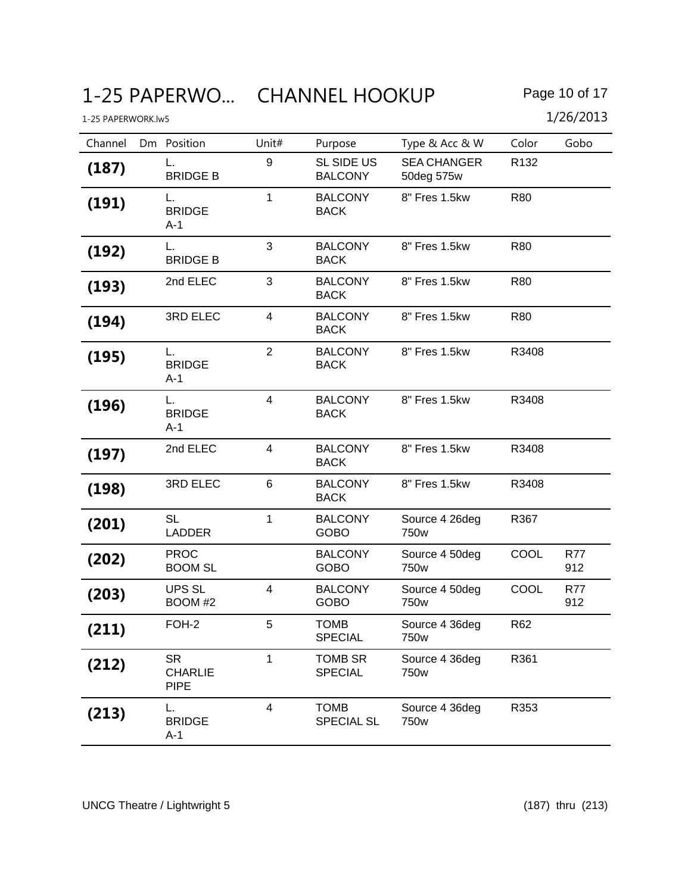# 1-25 PAPERWO... CHANNEL HOOKUP

1-25 PAPERWORK.lw5

1/26/2013

| Channel | Dm | Position | Unit# | Purpose | Type & Acc & W | Color | Gobo |
|---|---|---|---|---|---|---|---|
| **(187)** | | L. BRIDGE B | 9 | SL SIDE US BALCONY | SEA CHANGER 50deg 575w | R132 | |
| **(191)** | | L. BRIDGE A-1 | 1 | BALCONY BACK | 8" Fres 1.5kw | R80 | |
| **(192)** | | L. BRIDGE B | 3 | BALCONY BACK | 8" Fres 1.5kw | R80 | |
| **(193)** | | 2nd ELEC | 3 | BALCONY BACK | 8" Fres 1.5kw | R80 | |
| **(194)** | | 3RD ELEC | 4 | BALCONY BACK | 8" Fres 1.5kw | R80 | |
| **(195)** | | L. BRIDGE A-1 | 2 | BALCONY BACK | 8" Fres 1.5kw | R3408 | |
| **(196)** | | L. BRIDGE A-1 | 4 | BALCONY BACK | 8" Fres 1.5kw | R3408 | |
| **(197)** | | 2nd ELEC | 4 | BALCONY BACK | 8" Fres 1.5kw | R3408 | |
| **(198)** | | 3RD ELEC | 6 | BALCONY BACK | 8" Fres 1.5kw | R3408 | |
| **(201)** | | SL LADDER | 1 | BALCONY GOBO | Source 4 26deg 750w | R367 | |
| **(202)** | | PROC BOOM SL | | BALCONY GOBO | Source 4 50deg 750w | COOL | R77 912 |
| **(203)** | | UPS SL BOOM #2 | 4 | BALCONY GOBO | Source 4 50deg 750w | COOL | R77 912 |
| **(211)** | | FOH-2 | 5 | TOMB SPECIAL | Source 4 36deg 750w | R62 | |
| **(212)** | | SR CHARLIE PIPE | 1 | TOMB SR SPECIAL | Source 4 36deg 750w | R361 | |
| **(213)** | | L. BRIDGE A-1 | 4 | TOMB SPECIAL SL | Source 4 36deg 750w | R353 | |

UNCG Theatre / Lightwright 5

(187) thru (213)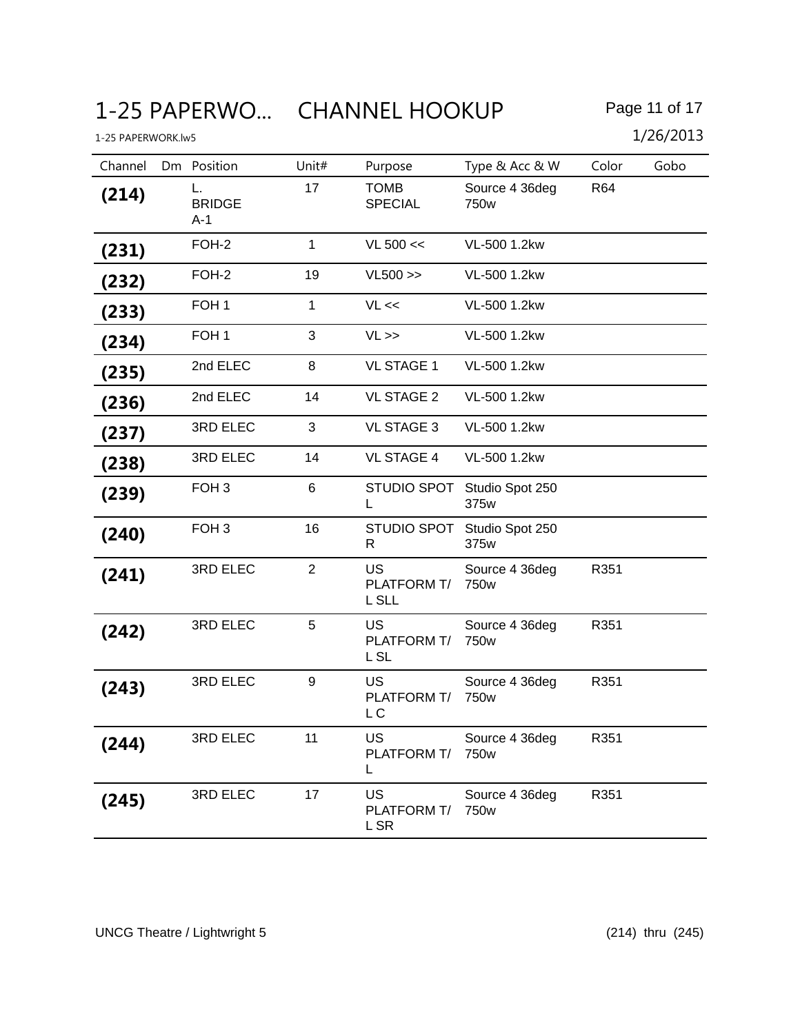# CHANNEL HOOKUP

| Channel | Dm | Position | Unit# | Purpose | Type & Acc & W | Color | Gobo |
|---|---|---|---|---|---|---|---|
| **(214)** | | L. BRIDGE A-1 | 17 | TOMB SPECIAL | Source 4 36deg 750w | R64 | |
| **(231)** | | FOH-2 | 1 | VL 500 << | VL-500 1.2kw | | |
| **(232)** | | FOH-2 | 19 | VL500 >> | VL-500 1.2kw | | |
| **(233)** | | FOH 1 | 1 | VL << | VL-500 1.2kw | | |
| **(234)** | | FOH 1 | 3 | VL >> | VL-500 1.2kw | | |
| **(235)** | | 2nd ELEC | 8 | VL STAGE 1 | VL-500 1.2kw | | |
| **(236)** | | 2nd ELEC | 14 | VL STAGE 2 | VL-500 1.2kw | | |
| **(237)** | | 3RD ELEC | 3 | VL STAGE 3 | VL-500 1.2kw | | |
| **(238)** | | 3RD ELEC | 14 | VL STAGE 4 | VL-500 1.2kw | | |
| **(239)** | | FOH 3 | 6 | STUDIO SPOT L | Studio Spot 250 375w | | |
| **(240)** | | FOH 3 | 16 | STUDIO SPOT R | Studio Spot 250 375w | | |
| **(241)** | | 3RD ELEC | 2 | US PLATFORM T/L SLL | Source 4 36deg 750w | R351 | |
| **(242)** | | 3RD ELEC | 5 | US PLATFORM T/L SL | Source 4 36deg 750w | R351 | |
| **(243)** | | 3RD ELEC | 9 | US PLATFORM T/L C | Source 4 36deg 750w | R351 | |
| **(244)** | | 3RD ELEC | 11 | US PLATFORM T/L | Source 4 36deg 750w | R351 | |
| **(245)** | | 3RD ELEC | 17 | US PLATFORM T/L SR | Source 4 36deg 750w | R351 | |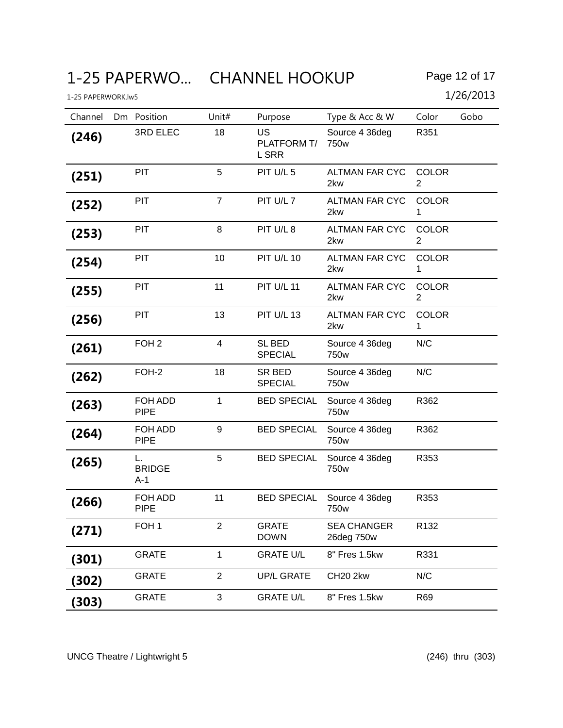# 1-25 PAPERWO... CHANNEL HOOKUP

1-25 PAPERWORK.lw5

1/26/2013

| Channel | Dm | Position | Unit# | Purpose | Type & Acc & W | Color | Gobo |
|---|---|---|---|---|---|---|---|
| **(246)** | | 3RD ELEC | 18 | US PLATFORM T/L SRR | Source 4 36deg 750w | R351 | |
| **(251)** | | PIT | 5 | PIT U/L 5 | ALTMAN FAR CYC 2kw | COLOR 2 | |
| **(252)** | | PIT | 7 | PIT U/L 7 | ALTMAN FAR CYC 2kw | COLOR 1 | |
| **(253)** | | PIT | 8 | PIT U/L 8 | ALTMAN FAR CYC 2kw | COLOR 2 | |
| **(254)** | | PIT | 10 | PIT U/L 10 | ALTMAN FAR CYC 2kw | COLOR 1 | |
| **(255)** | | PIT | 11 | PIT U/L 11 | ALTMAN FAR CYC 2kw | COLOR 2 | |
| **(256)** | | PIT | 13 | PIT U/L 13 | ALTMAN FAR CYC 2kw | COLOR 1 | |
| **(261)** | | FOH 2 | 4 | SL BED SPECIAL | Source 4 36deg 750w | N/C | |
| **(262)** | | FOH-2 | 18 | SR BED SPECIAL | Source 4 36deg 750w | N/C | |
| **(263)** | | FOH ADD PIPE | 1 | BED SPECIAL | Source 4 36deg 750w | R362 | |
| **(264)** | | FOH ADD PIPE | 9 | BED SPECIAL | Source 4 36deg 750w | R362 | |
| **(265)** | | L. BRIDGE A-1 | 5 | BED SPECIAL | Source 4 36deg 750w | R353 | |
| **(266)** | | FOH ADD PIPE | 11 | BED SPECIAL | Source 4 36deg 750w | R353 | |
| **(271)** | | FOH 1 | 2 | GRATE DOWN | SEA CHANGER 26deg 750w | R132 | |
| **(301)** | | GRATE | 1 | GRATE U/L | 8" Fres 1.5kw | R331 | |
| **(302)** | | GRATE | 2 | UP/L GRATE | CH20 2kw | N/C | |
| **(303)** | | GRATE | 3 | GRATE U/L | 8" Fres 1.5kw | R69 | |

UNCG Theatre / Lightwright 5 (246) thru (303)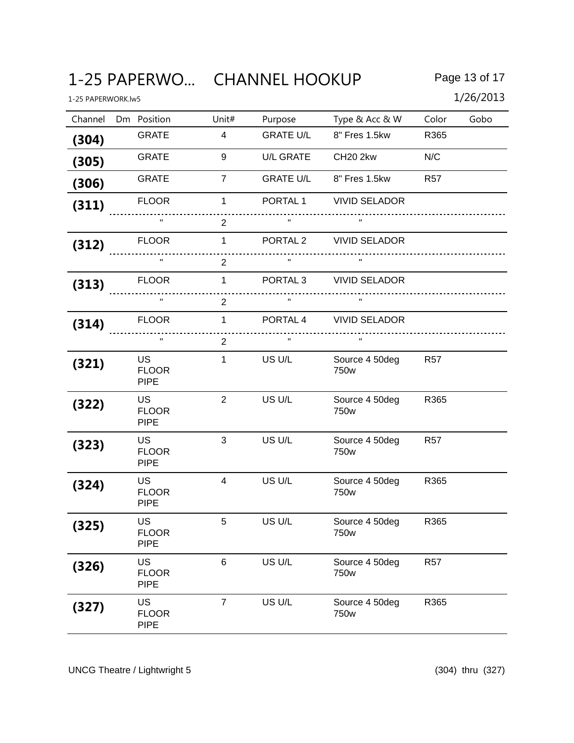# 1-25 PAPERWO... CHANNEL HOOKUP

1-25 PAPERWORK.lw5

1/26/2013

| Channel | Dm | Position | Unit# | Purpose | Type & Acc & W | Color | Gobo |
|---|---|---|---|---|---|---|---|
| **(304)** | | GRATE | 4 | GRATE U/L | 8" Fres 1.5kw | R365 | |
| **(305)** | | GRATE | 9 | U/L GRATE | CH20 2kw | N/C | |
| **(306)** | | GRATE | 7 | GRATE U/L | 8" Fres 1.5kw | R57 | |
| **(311)** | | FLOOR | 1 | PORTAL 1 | VIVID SELADOR | | |
| | | " | 2 | " | " | | |
| **(312)** | | FLOOR | 1 | PORTAL 2 | VIVID SELADOR | | |
| | | " | 2 | " | " | | |
| **(313)** | | FLOOR | 1 | PORTAL 3 | VIVID SELADOR | | |
| | | " | 2 | " | " | | |
| **(314)** | | FLOOR | 1 | PORTAL 4 | VIVID SELADOR | | |
| | | " | 2 | " | " | | |
| **(321)** | | US FLOOR PIPE | 1 | US U/L | Source 4 50deg 750w | R57 | |
| **(322)** | | US FLOOR PIPE | 2 | US U/L | Source 4 50deg 750w | R365 | |
| **(323)** | | US FLOOR PIPE | 3 | US U/L | Source 4 50deg 750w | R57 | |
| **(324)** | | US FLOOR PIPE | 4 | US U/L | Source 4 50deg 750w | R365 | |
| **(325)** | | US FLOOR PIPE | 5 | US U/L | Source 4 50deg 750w | R365 | |
| **(326)** | | US FLOOR PIPE | 6 | US U/L | Source 4 50deg 750w | R57 | |
| **(327)** | | US FLOOR PIPE | 7 | US U/L | Source 4 50deg 750w | R365 | |

UNCG Theatre / Lightwright 5

(304) thru (327)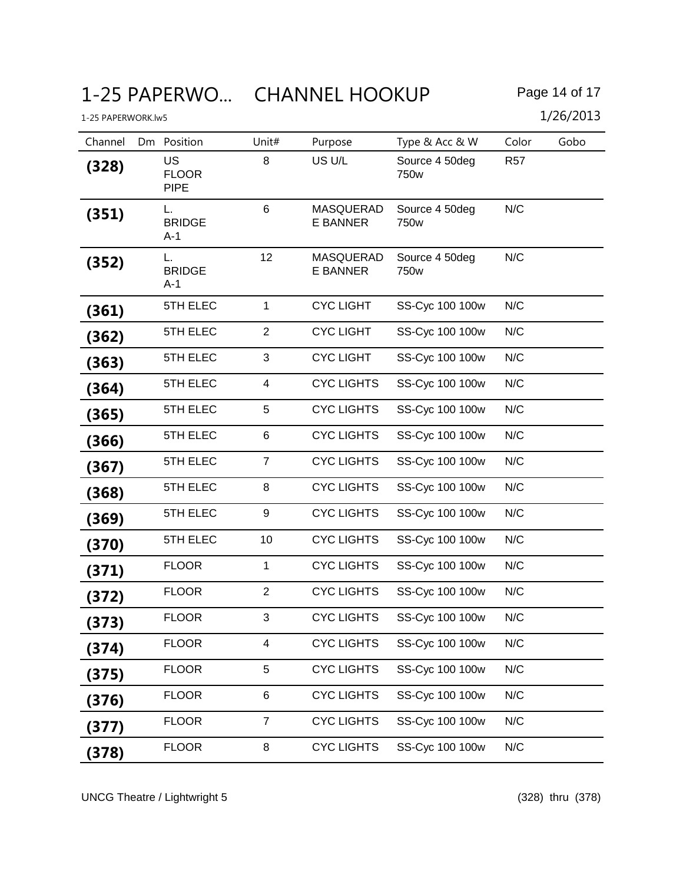# 1-25 PAPERWO... CHANNEL HOOKUP

1-25 PAPERWORK.lw5

1/26/2013

| Channel | Dm | Position | Unit# | Purpose | Type & Acc & W | Color | Gobo |
|---|---|---|---|---|---|---|---|
| **(328)** | | US FLOOR PIPE | 8 | US U/L | Source 4 50deg 750w | R57 | |
| **(351)** | | L. BRIDGE A-1 | 6 | MASQUERADE BANNER | Source 4 50deg 750w | N/C | |
| **(352)** | | L. BRIDGE A-1 | 12 | MASQUERADE BANNER | Source 4 50deg 750w | N/C | |
| **(361)** | | 5TH ELEC | 1 | CYC LIGHT | SS-Cyc 100 100w | N/C | |
| **(362)** | | 5TH ELEC | 2 | CYC LIGHT | SS-Cyc 100 100w | N/C | |
| **(363)** | | 5TH ELEC | 3 | CYC LIGHT | SS-Cyc 100 100w | N/C | |
| **(364)** | | 5TH ELEC | 4 | CYC LIGHTS | SS-Cyc 100 100w | N/C | |
| **(365)** | | 5TH ELEC | 5 | CYC LIGHTS | SS-Cyc 100 100w | N/C | |
| **(366)** | | 5TH ELEC | 6 | CYC LIGHTS | SS-Cyc 100 100w | N/C | |
| **(367)** | | 5TH ELEC | 7 | CYC LIGHTS | SS-Cyc 100 100w | N/C | |
| **(368)** | | 5TH ELEC | 8 | CYC LIGHTS | SS-Cyc 100 100w | N/C | |
| **(369)** | | 5TH ELEC | 9 | CYC LIGHTS | SS-Cyc 100 100w | N/C | |
| **(370)** | | 5TH ELEC | 10 | CYC LIGHTS | SS-Cyc 100 100w | N/C | |
| **(371)** | | FLOOR | 1 | CYC LIGHTS | SS-Cyc 100 100w | N/C | |
| **(372)** | | FLOOR | 2 | CYC LIGHTS | SS-Cyc 100 100w | N/C | |
| **(373)** | | FLOOR | 3 | CYC LIGHTS | SS-Cyc 100 100w | N/C | |
| **(374)** | | FLOOR | 4 | CYC LIGHTS | SS-Cyc 100 100w | N/C | |
| **(375)** | | FLOOR | 5 | CYC LIGHTS | SS-Cyc 100 100w | N/C | |
| **(376)** | | FLOOR | 6 | CYC LIGHTS | SS-Cyc 100 100w | N/C | |
| **(377)** | | FLOOR | 7 | CYC LIGHTS | SS-Cyc 100 100w | N/C | |
| **(378)** | | FLOOR | 8 | CYC LIGHTS | SS-Cyc 100 100w | N/C | |

UNCG Theatre / Lightwright 5

(328) thru (378)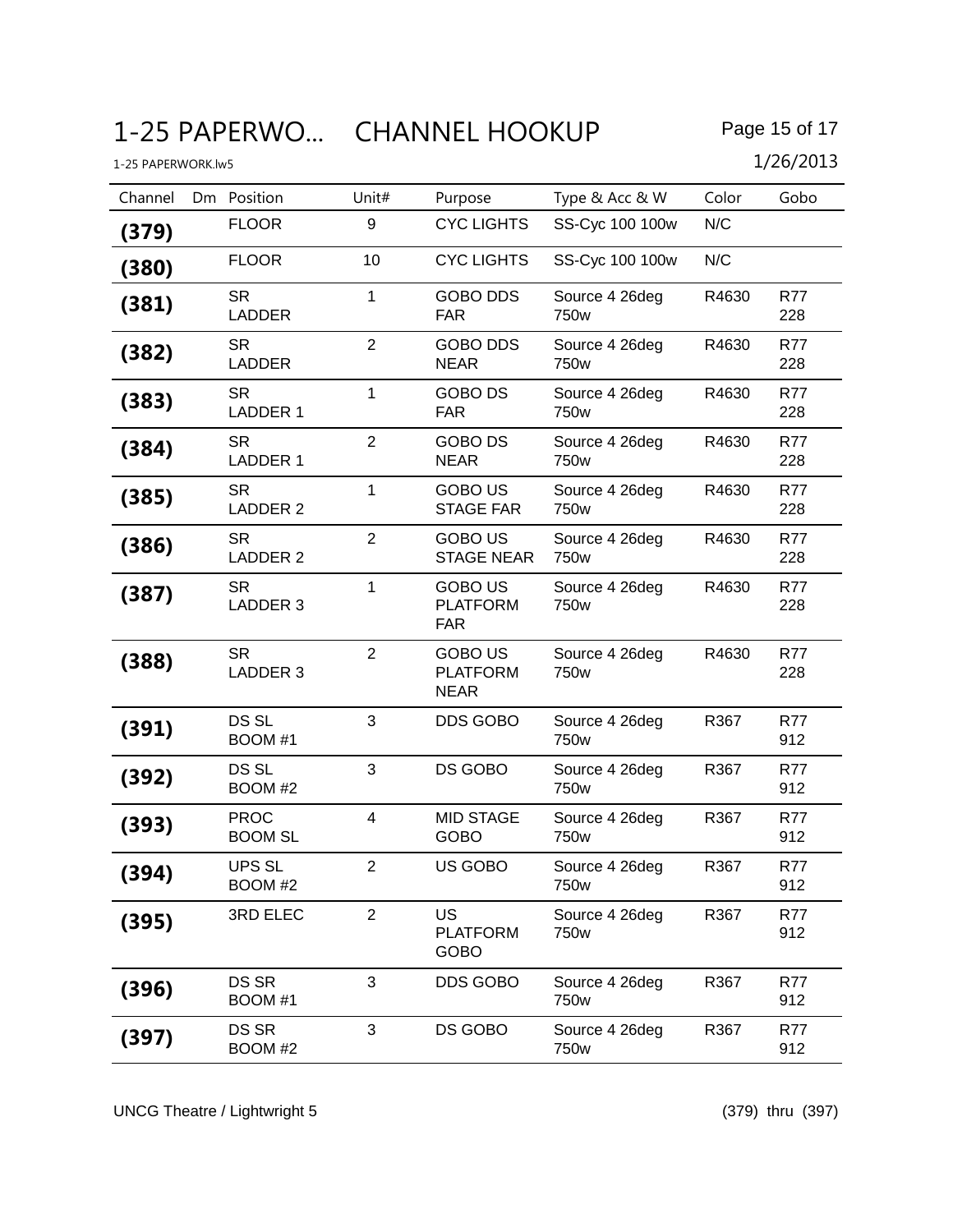# 1-25 PAPERWO... CHANNEL HOOKUP

1-25 PAPERWORK.lw5

1/26/2013

| Channel | Dm | Position | Unit# | Purpose | Type & Acc & W | Color | Gobo |
|---|---|---|---|---|---|---|---|
| **(379)** | | FLOOR | 9 | CYC LIGHTS | SS-Cyc 100 100w | N/C | |
| **(380)** | | FLOOR | 10 | CYC LIGHTS | SS-Cyc 100 100w | N/C | |
| **(381)** | | SR LADDER | 1 | GOBO DDS FAR | Source 4 26deg 750w | R4630 | R77 228 |
| **(382)** | | SR LADDER | 2 | GOBO DDS NEAR | Source 4 26deg 750w | R4630 | R77 228 |
| **(383)** | | SR LADDER 1 | 1 | GOBO DS FAR | Source 4 26deg 750w | R4630 | R77 228 |
| **(384)** | | SR LADDER 1 | 2 | GOBO DS NEAR | Source 4 26deg 750w | R4630 | R77 228 |
| **(385)** | | SR LADDER 2 | 1 | GOBO US STAGE FAR | Source 4 26deg 750w | R4630 | R77 228 |
| **(386)** | | SR LADDER 2 | 2 | GOBO US STAGE NEAR | Source 4 26deg 750w | R4630 | R77 228 |
| **(387)** | | SR LADDER 3 | 1 | GOBO US PLATFORM FAR | Source 4 26deg 750w | R4630 | R77 228 |
| **(388)** | | SR LADDER 3 | 2 | GOBO US PLATFORM NEAR | Source 4 26deg 750w | R4630 | R77 228 |
| **(391)** | | DS SL BOOM #1 | 3 | DDS GOBO | Source 4 26deg 750w | R367 | R77 912 |
| **(392)** | | DS SL BOOM #2 | 3 | DS GOBO | Source 4 26deg 750w | R367 | R77 912 |
| **(393)** | | PROC BOOM SL | 4 | MID STAGE GOBO | Source 4 26deg 750w | R367 | R77 912 |
| **(394)** | | UPS SL BOOM #2 | 2 | US GOBO | Source 4 26deg 750w | R367 | R77 912 |
| **(395)** | | 3RD ELEC | 2 | US PLATFORM GOBO | Source 4 26deg 750w | R367 | R77 912 |
| **(396)** | | DS SR BOOM #1 | 3 | DDS GOBO | Source 4 26deg 750w | R367 | R77 912 |
| **(397)** | | DS SR BOOM #2 | 3 | DS GOBO | Source 4 26deg 750w | R367 | R77 912 |

UNCG Theatre / Lightwright 5

(379) thru (397)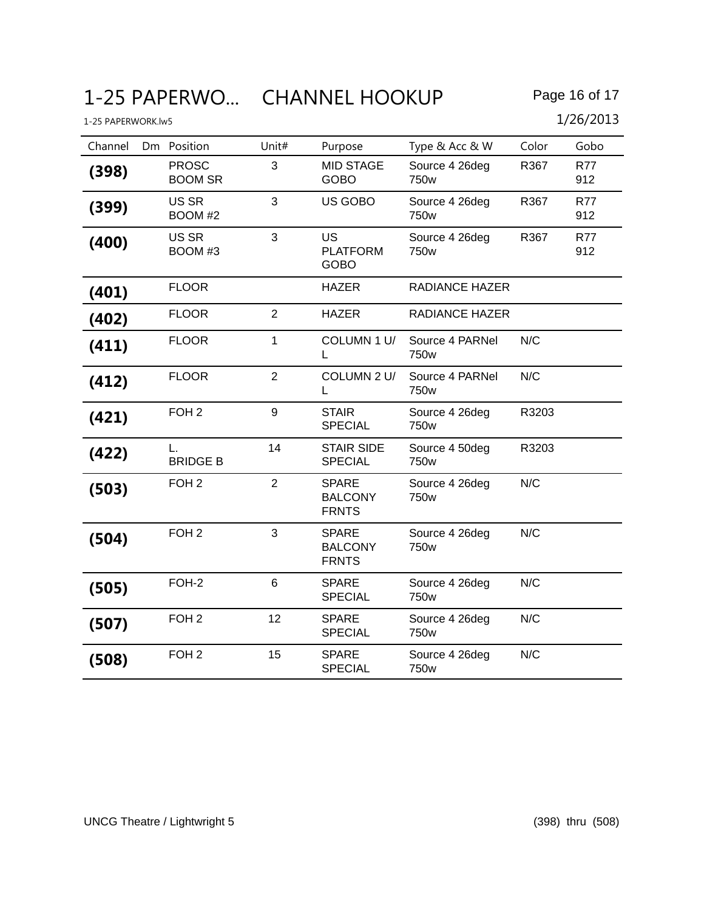# 1-25 PAPERWO... CHANNEL HOOKUP

1-25 PAPERWORK.lw5

1/26/2013

| Channel | Dm | Position | Unit# | Purpose | Type & Acc & W | Color | Gobo |
|---|---|---|---|---|---|---|---|
| **(398)** | | PROSC BOOM SR | 3 | MID STAGE GOBO | Source 4 26deg 750w | R367 | R77 912 |
| **(399)** | | US SR BOOM #2 | 3 | US GOBO | Source 4 26deg 750w | R367 | R77 912 |
| **(400)** | | US SR BOOM #3 | 3 | US PLATFORM GOBO | Source 4 26deg 750w | R367 | R77 912 |
| **(401)** | | FLOOR | | HAZER | RADIANCE HAZER | | |
| **(402)** | | FLOOR | 2 | HAZER | RADIANCE HAZER | | |
| **(411)** | | FLOOR | 1 | COLUMN 1 U/L | Source 4 PARNel 750w | N/C | |
| **(412)** | | FLOOR | 2 | COLUMN 2 U/L | Source 4 PARNel 750w | N/C | |
| **(421)** | | FOH 2 | 9 | STAIR SPECIAL | Source 4 26deg 750w | R3203 | |
| **(422)** | | L. BRIDGE B | 14 | STAIR SIDE SPECIAL | Source 4 50deg 750w | R3203 | |
| **(503)** | | FOH 2 | 2 | SPARE BALCONY FRNTS | Source 4 26deg 750w | N/C | |
| **(504)** | | FOH 2 | 3 | SPARE BALCONY FRNTS | Source 4 26deg 750w | N/C | |
| **(505)** | | FOH-2 | 6 | SPARE SPECIAL | Source 4 26deg 750w | N/C | |
| **(507)** | | FOH 2 | 12 | SPARE SPECIAL | Source 4 26deg 750w | N/C | |
| **(508)** | | FOH 2 | 15 | SPARE SPECIAL | Source 4 26deg 750w | N/C | |

UNCG Theatre / Lightwright 5 (398) thru (508)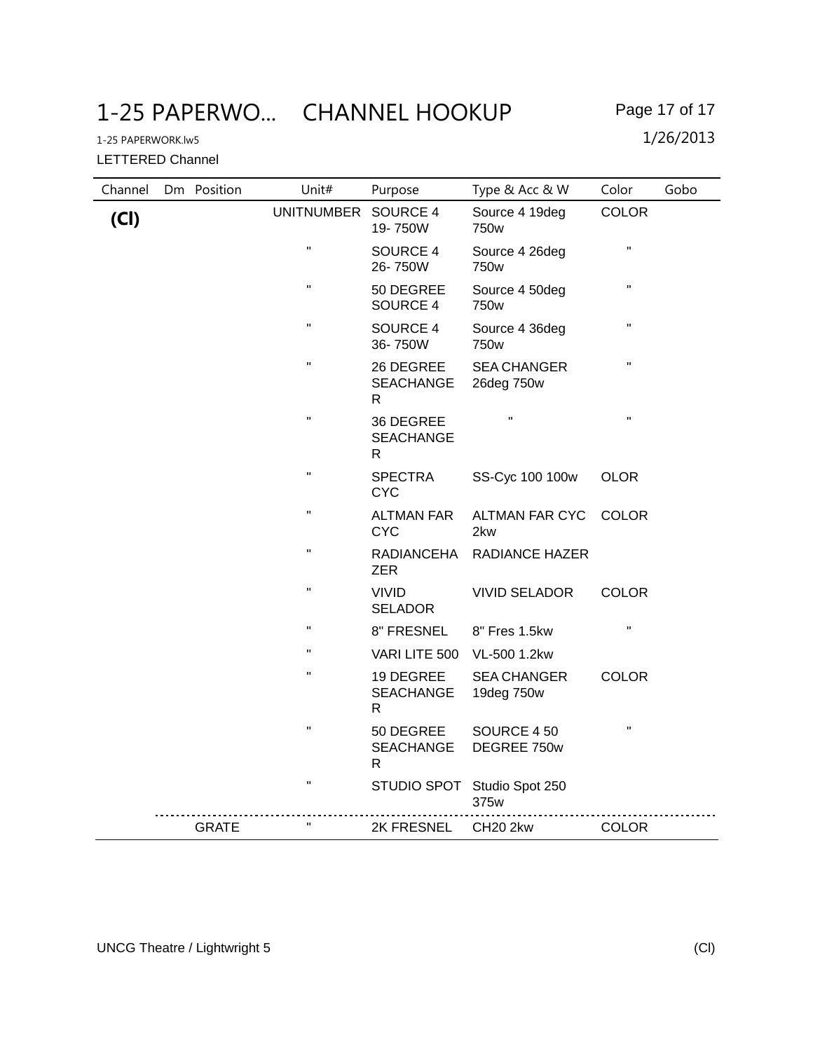# 1-25 PAPERWO... CHANNEL HOOKUP

1-25 PAPERWORK.lw5

1/26/2013

LETTERED Channel

| Channel | Dm | Position | Unit# | Purpose | Type & Acc & W | Color | Gobo |
|---|---|---|---|---|---|---|---|
| **(Cl)** | | | UNITNUMBER | SOURCE 4 19- 750W | Source 4 19deg 750w | COLOR | |
| | | | " | SOURCE 4 26- 750W | Source 4 26deg 750w | " | |
| | | | " | 50 DEGREE SOURCE 4 | Source 4 50deg 750w | " | |
| | | | " | SOURCE 4 36- 750W | Source 4 36deg 750w | " | |
| | | | " | 26 DEGREE SEACHANGER | SEA CHANGER 26deg 750w | " | |
| | | | " | 36 DEGREE SEACHANGER | " | " | |
| | | | " | SPECTRA CYC | SS-Cyc 100 100w | OLOR | |
| | | | " | ALTMAN FAR CYC | ALTMAN FAR CYC 2kw | COLOR | |
| | | | " | RADIANCEHAZER | RADIANCE HAZER | | |
| | | | " | VIVID SELADOR | VIVID SELADOR | COLOR | |
| | | | " | 8" FRESNEL | 8" Fres 1.5kw | " | |
| | | | " | VARI LITE 500 | VL-500 1.2kw | | |
| | | | " | 19 DEGREE SEACHANGER | SEA CHANGER 19deg 750w | COLOR | |
| | | | " | 50 DEGREE SEACHANGER | SOURCE 4 50 DEGREE 750w | " | |
| | | | " | STUDIO SPOT | Studio Spot 250 375w | | |
| | | GRATE | " | 2K FRESNEL | CH20 2kw | COLOR | |

UNCG Theatre / Lightwright 5 (Cl)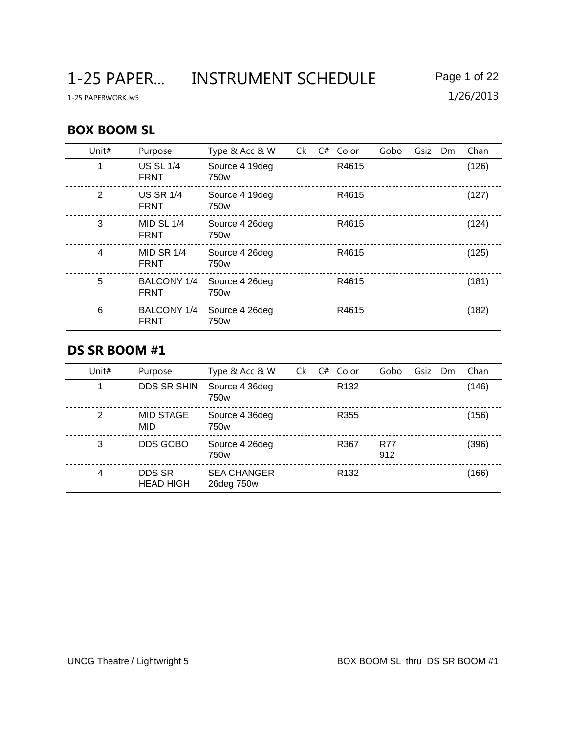# 1-25 PAPER… INSTRUMENT SCHEDULE

1-25 PAPERWORK.lw5

1/26/2013

## BOX BOOM SL

| Unit# | Purpose | Type & Acc & W | Ck | C# | Color | Gobo | Gsiz | Dm | Chan |
|---|---|---|---|---|---|---|---|---|---|
| 1 | US SL 1/4 FRNT | Source 4 19deg 750w | | | R4615 | | | | (126) |
| 2 | US SR 1/4 FRNT | Source 4 19deg 750w | | | R4615 | | | | (127) |
| 3 | MID SL 1/4 FRNT | Source 4 26deg 750w | | | R4615 | | | | (124) |
| 4 | MID SR 1/4 FRNT | Source 4 26deg 750w | | | R4615 | | | | (125) |
| 5 | BALCONY 1/4 FRNT | Source 4 26deg 750w | | | R4615 | | | | (181) |
| 6 | BALCONY 1/4 FRNT | Source 4 26deg 750w | | | R4615 | | | | (182) |

## DS SR BOOM #1

| Unit# | Purpose | Type & Acc & W | Ck | C# | Color | Gobo | Gsiz | Dm | Chan |
|---|---|---|---|---|---|---|---|---|---|
| 1 | DDS SR SHIN | Source 4 36deg 750w | | | R132 | | | | (146) |
| 2 | MID STAGE MID | Source 4 36deg 750w | | | R355 | | | | (156) |
| 3 | DDS GOBO | Source 4 26deg 750w | | | R367 | R77 912 | | | (396) |
| 4 | DDS SR HEAD HIGH | SEA CHANGER 26deg 750w | | | R132 | | | | (166) |

UNCG Theatre / Lightwright 5

BOX BOOM SL thru DS SR BOOM #1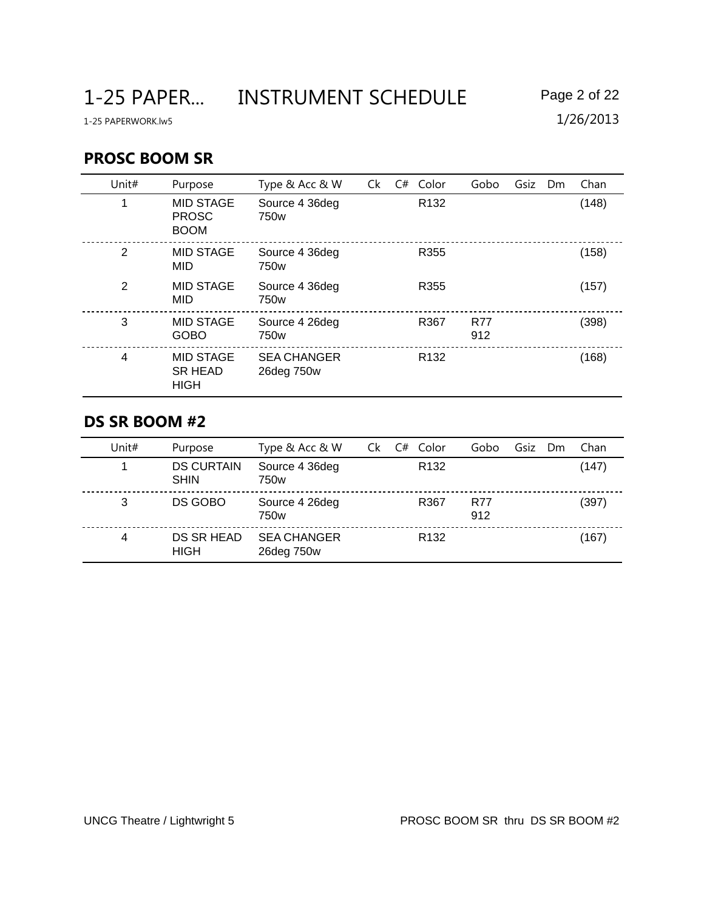# 1-25 PAPER... INSTRUMENT SCHEDULE

1-25 PAPERWORK.lw5

1/26/2013

## PROSC BOOM SR

| Unit# | Purpose | Type & Acc & W | Ck | C# | Color | Gobo | Gsiz | Dm | Chan |
|---|---|---|---|---|---|---|---|---|---|
| 1 | MID STAGE PROSC BOOM | Source 4 36deg 750w | | | R132 | | | | (148) |
| 2 | MID STAGE MID | Source 4 36deg 750w | | | R355 | | | | (158) |
| 2 | MID STAGE MID | Source 4 36deg 750w | | | R355 | | | | (157) |
| 3 | MID STAGE GOBO | Source 4 26deg 750w | | | R367 | R77 912 | | | (398) |
| 4 | MID STAGE SR HEAD HIGH | SEA CHANGER 26deg 750w | | | R132 | | | | (168) |

## DS SR BOOM #2

| Unit# | Purpose | Type & Acc & W | Ck | C# | Color | Gobo | Gsiz | Dm | Chan |
|---|---|---|---|---|---|---|---|---|---|
| 1 | DS CURTAIN SHIN | Source 4 36deg 750w | | | R132 | | | | (147) |
| 3 | DS GOBO | Source 4 26deg 750w | | | R367 | R77 912 | | | (397) |
| 4 | DS SR HEAD HIGH | SEA CHANGER 26deg 750w | | | R132 | | | | (167) |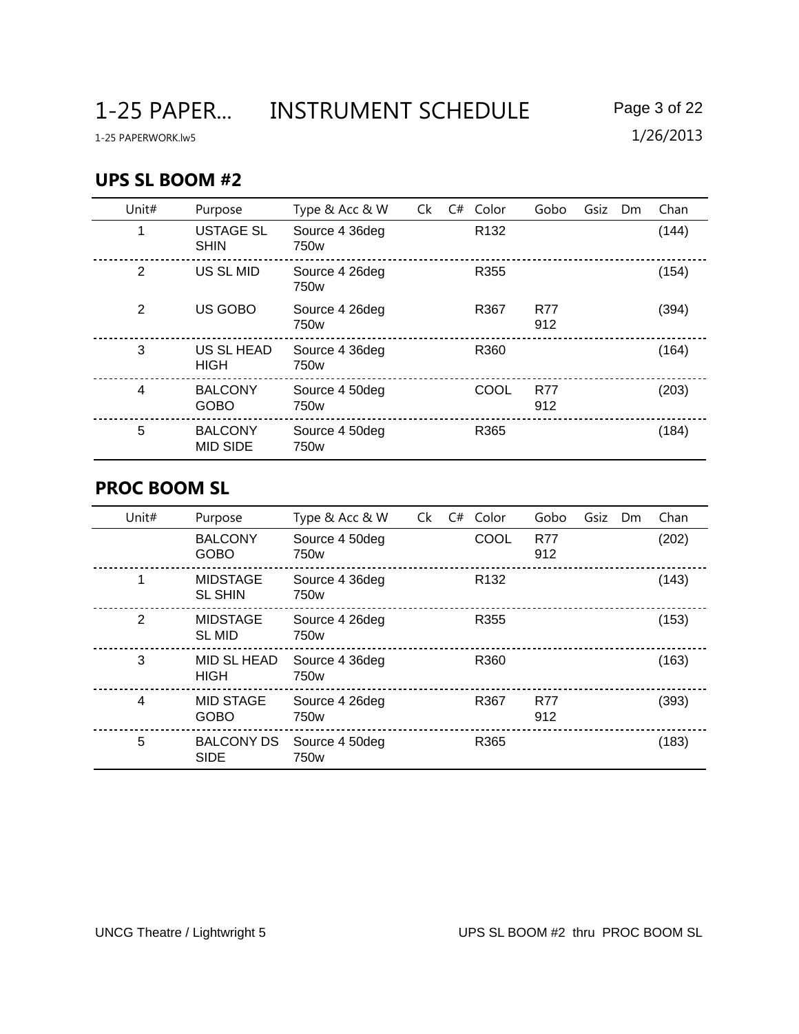## UPS SL BOOM #2

| Unit# | Purpose | Type & Acc & W | Ck | C# | Color | Gobo | Gsiz | Dm | Chan |
|---|---|---|---|---|---|---|---|---|---|
| 1 | USTAGE SL SHIN | Source 4 36deg 750w | | | R132 | | | | (144) |
| 2 | US SL MID | Source 4 26deg 750w | | | R355 | | | | (154) |
| 2 | US GOBO | Source 4 26deg 750w | | | R367 | R77 912 | | | (394) |
| 3 | US SL HEAD HIGH | Source 4 36deg 750w | | | R360 | | | | (164) |
| 4 | BALCONY GOBO | Source 4 50deg 750w | | | COOL | R77 912 | | | (203) |
| 5 | BALCONY MID SIDE | Source 4 50deg 750w | | | R365 | | | | (184) |

## PROC BOOM SL

| Unit# | Purpose | Type & Acc & W | Ck | C# | Color | Gobo | Gsiz | Dm | Chan |
|---|---|---|---|---|---|---|---|---|---|
| | BALCONY GOBO | Source 4 50deg 750w | | | COOL | R77 912 | | | (202) |
| 1 | MIDSTAGE SL SHIN | Source 4 36deg 750w | | | R132 | | | | (143) |
| 2 | MIDSTAGE SL MID | Source 4 26deg 750w | | | R355 | | | | (153) |
| 3 | MID SL HEAD HIGH | Source 4 36deg 750w | | | R360 | | | | (163) |
| 4 | MID STAGE GOBO | Source 4 26deg 750w | | | R367 | R77 912 | | | (393) |
| 5 | BALCONY DS SIDE | Source 4 50deg 750w | | | R365 | | | | (183) |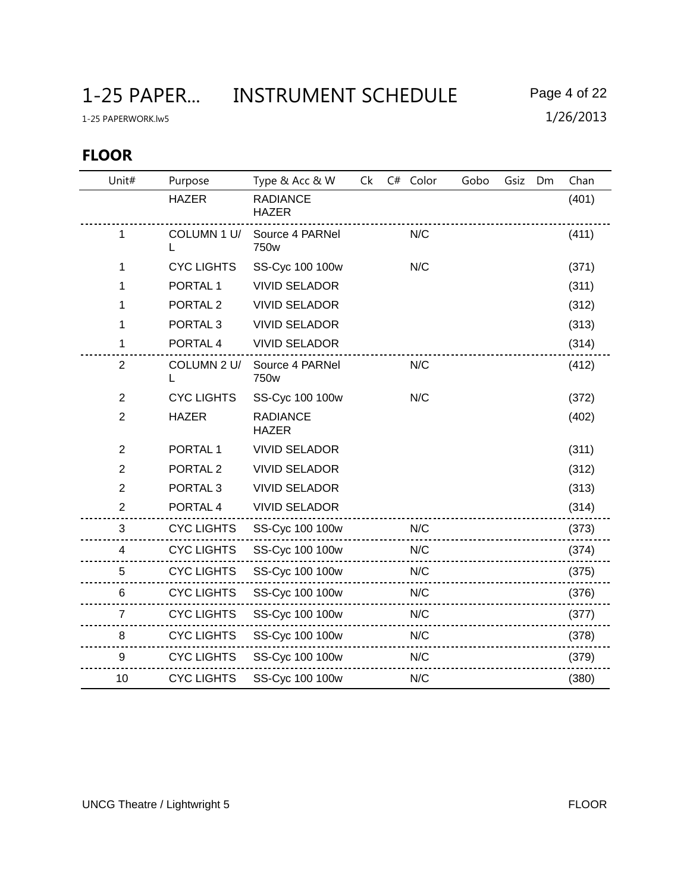# 1-25 PAPER... INSTRUMENT SCHEDULE

1-25 PAPERWORK.lw5

1/26/2013

## FLOOR

| Unit# | Purpose | Type & Acc & W | Ck | C# | Color | Gobo | Gsiz | Dm | Chan |
|---|---|---|---|---|---|---|---|---|---|
| | HAZER | RADIANCE HAZER | | | | | | | (401) |
| 1 | COLUMN 1 U/L | Source 4 PARNel 750w | | | N/C | | | | (411) |
| 1 | CYC LIGHTS | SS-Cyc 100 100w | | | N/C | | | | (371) |
| 1 | PORTAL 1 | VIVID SELADOR | | | | | | | (311) |
| 1 | PORTAL 2 | VIVID SELADOR | | | | | | | (312) |
| 1 | PORTAL 3 | VIVID SELADOR | | | | | | | (313) |
| 1 | PORTAL 4 | VIVID SELADOR | | | | | | | (314) |
| 2 | COLUMN 2 U/L | Source 4 PARNel 750w | | | N/C | | | | (412) |
| 2 | CYC LIGHTS | SS-Cyc 100 100w | | | N/C | | | | (372) |
| 2 | HAZER | RADIANCE HAZER | | | | | | | (402) |
| 2 | PORTAL 1 | VIVID SELADOR | | | | | | | (311) |
| 2 | PORTAL 2 | VIVID SELADOR | | | | | | | (312) |
| 2 | PORTAL 3 | VIVID SELADOR | | | | | | | (313) |
| 2 | PORTAL 4 | VIVID SELADOR | | | | | | | (314) |
| 3 | CYC LIGHTS | SS-Cyc 100 100w | | | N/C | | | | (373) |
| 4 | CYC LIGHTS | SS-Cyc 100 100w | | | N/C | | | | (374) |
| 5 | CYC LIGHTS | SS-Cyc 100 100w | | | N/C | | | | (375) |
| 6 | CYC LIGHTS | SS-Cyc 100 100w | | | N/C | | | | (376) |
| 7 | CYC LIGHTS | SS-Cyc 100 100w | | | N/C | | | | (377) |
| 8 | CYC LIGHTS | SS-Cyc 100 100w | | | N/C | | | | (378) |
| 9 | CYC LIGHTS | SS-Cyc 100 100w | | | N/C | | | | (379) |
| 10 | CYC LIGHTS | SS-Cyc 100 100w | | | N/C | | | | (380) |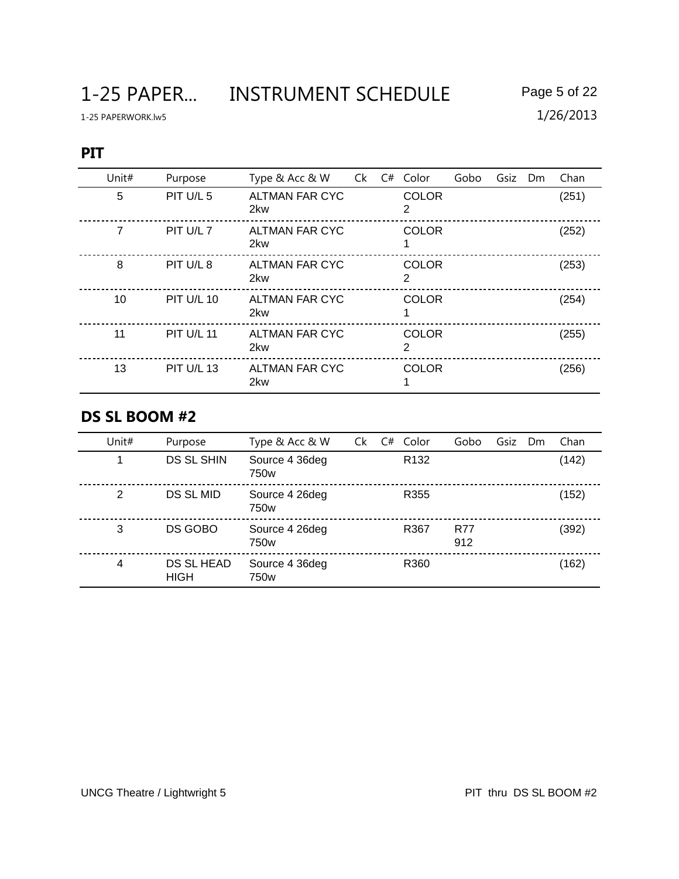# 1-25 PAPER... INSTRUMENT SCHEDULE

1-25 PAPERWORK.lw5

1/26/2013

## PIT

| Unit# | Purpose | Type & Acc & W | Ck | C# | Color | Gobo | Gsiz | Dm | Chan |
|---|---|---|---|---|---|---|---|---|---|
| 5 | PIT U/L 5 | ALTMAN FAR CYC 2kw | | | COLOR 2 | | | | (251) |
| 7 | PIT U/L 7 | ALTMAN FAR CYC 2kw | | | COLOR 1 | | | | (252) |
| 8 | PIT U/L 8 | ALTMAN FAR CYC 2kw | | | COLOR 2 | | | | (253) |
| 10 | PIT U/L 10 | ALTMAN FAR CYC 2kw | | | COLOR 1 | | | | (254) |
| 11 | PIT U/L 11 | ALTMAN FAR CYC 2kw | | | COLOR 2 | | | | (255) |
| 13 | PIT U/L 13 | ALTMAN FAR CYC 2kw | | | COLOR 1 | | | | (256) |

## DS SL BOOM #2

| Unit# | Purpose | Type & Acc & W | Ck | C# | Color | Gobo | Gsiz | Dm | Chan |
|---|---|---|---|---|---|---|---|---|---|
| 1 | DS SL SHIN | Source 4 36deg 750w | | | R132 | | | | (142) |
| 2 | DS SL MID | Source 4 26deg 750w | | | R355 | | | | (152) |
| 3 | DS GOBO | Source 4 26deg 750w | | | R367 | R77 912 | | | (392) |
| 4 | DS SL HEAD HIGH | Source 4 36deg 750w | | | R360 | | | | (162) |

UNCG Theatre / Lightwright 5

PIT thru DS SL BOOM #2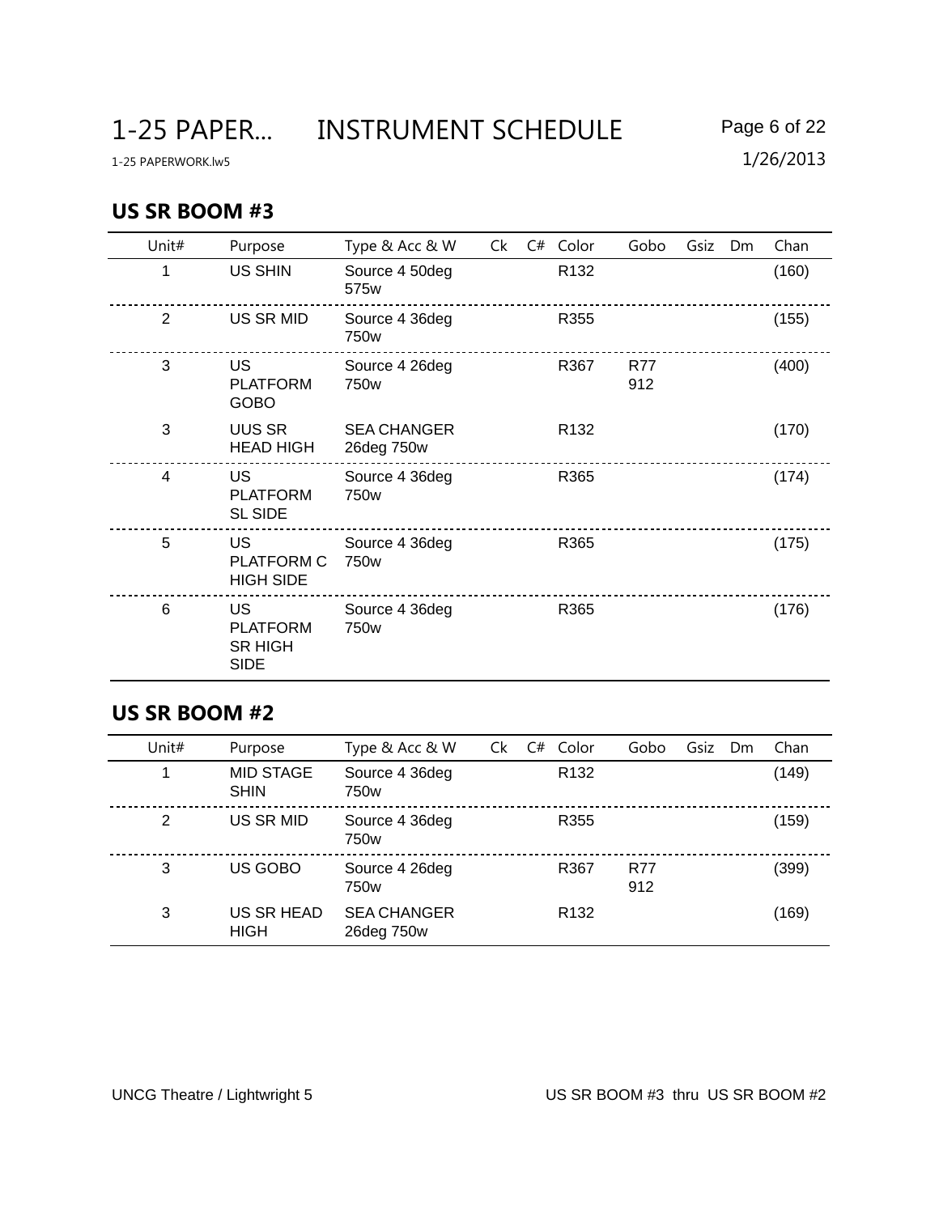# 1-25 PAPER... INSTRUMENT SCHEDULE

1-25 PAPERWORK.lw5

1/26/2013

## US SR BOOM #3

| Unit# | Purpose | Type & Acc & W | Ck | C# | Color | Gobo | Gsiz | Dm | Chan |
|---|---|---|---|---|---|---|---|---|---|
| 1 | US SHIN | Source 4 50deg 575w | | | R132 | | | | (160) |
| 2 | US SR MID | Source 4 36deg 750w | | | R355 | | | | (155) |
| 3 | US PLATFORM GOBO | Source 4 26deg 750w | | | R367 | R77 912 | | | (400) |
| 3 | UUS SR HEAD HIGH | SEA CHANGER 26deg 750w | | | R132 | | | | (170) |
| 4 | US PLATFORM SL SIDE | Source 4 36deg 750w | | | R365 | | | | (174) |
| 5 | US PLATFORM C HIGH SIDE | Source 4 36deg 750w | | | R365 | | | | (175) |
| 6 | US PLATFORM SR HIGH SIDE | Source 4 36deg 750w | | | R365 | | | | (176) |

## US SR BOOM #2

| Unit# | Purpose | Type & Acc & W | Ck | C# | Color | Gobo | Gsiz | Dm | Chan |
|---|---|---|---|---|---|---|---|---|---|
| 1 | MID STAGE SHIN | Source 4 36deg 750w | | | R132 | | | | (149) |
| 2 | US SR MID | Source 4 36deg 750w | | | R355 | | | | (159) |
| 3 | US GOBO | Source 4 26deg 750w | | | R367 | R77 912 | | | (399) |
| 3 | US SR HEAD HIGH | SEA CHANGER 26deg 750w | | | R132 | | | | (169) |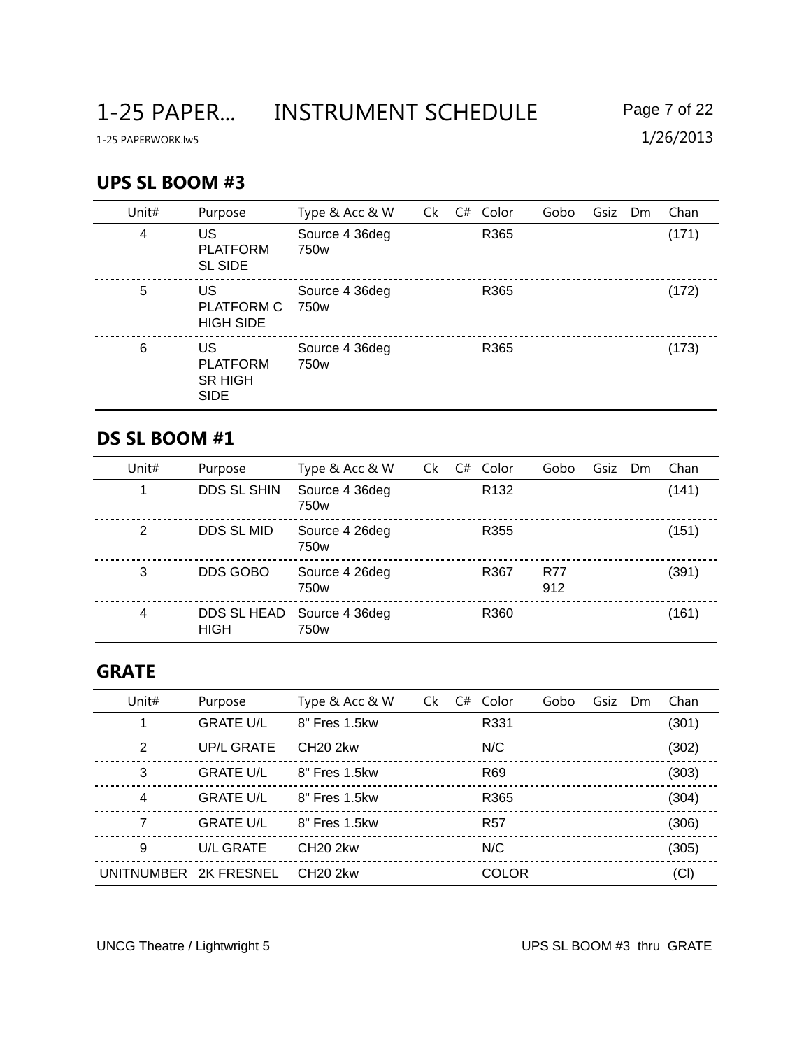# 1-25 PAPER... INSTRUMENT SCHEDULE

1-25 PAPERWORK.lw5

1/26/2013

## UPS SL BOOM #3

| Unit# | Purpose | Type & Acc & W | Ck | C# | Color | Gobo | Gsiz | Dm | Chan |
|---|---|---|---|---|---|---|---|---|---|
| 4 | US PLATFORM SL SIDE | Source 4 36deg 750w | | | R365 | | | | (171) |
| 5 | US PLATFORM C HIGH SIDE | Source 4 36deg 750w | | | R365 | | | | (172) |
| 6 | US PLATFORM SR HIGH SIDE | Source 4 36deg 750w | | | R365 | | | | (173) |

## DS SL BOOM #1

| Unit# | Purpose | Type & Acc & W | Ck | C# | Color | Gobo | Gsiz | Dm | Chan |
|---|---|---|---|---|---|---|---|---|---|
| 1 | DDS SL SHIN | Source 4 36deg 750w | | | R132 | | | | (141) |
| 2 | DDS SL MID | Source 4 26deg 750w | | | R355 | | | | (151) |
| 3 | DDS GOBO | Source 4 26deg 750w | | | R367 | R77 912 | | | (391) |
| 4 | DDS SL HEAD HIGH | Source 4 36deg 750w | | | R360 | | | | (161) |

## GRATE

| Unit# | Purpose | Type & Acc & W | Ck | C# | Color | Gobo | Gsiz | Dm | Chan |
|---|---|---|---|---|---|---|---|---|---|
| 1 | GRATE U/L | 8" Fres 1.5kw | | | R331 | | | | (301) |
| 2 | UP/L GRATE | CH20 2kw | | | N/C | | | | (302) |
| 3 | GRATE U/L | 8" Fres 1.5kw | | | R69 | | | | (303) |
| 4 | GRATE U/L | 8" Fres 1.5kw | | | R365 | | | | (304) |
| 7 | GRATE U/L | 8" Fres 1.5kw | | | R57 | | | | (306) |
| 9 | U/L GRATE | CH20 2kw | | | N/C | | | | (305) |
| UNITNUMBER | 2K FRESNEL | CH20 2kw | | | COLOR | | | | (Cl) |

UNCG Theatre / Lightwright 5 UPS SL BOOM #3 thru GRATE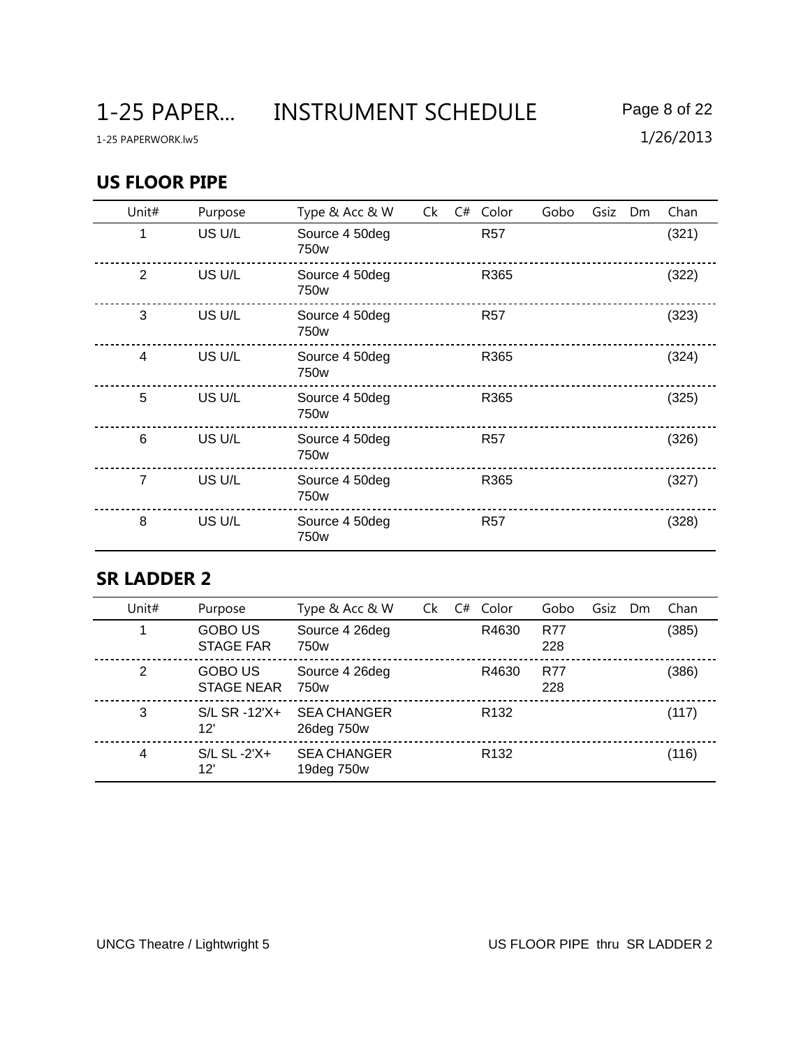## US FLOOR PIPE

| Unit# | Purpose | Type & Acc & W | Ck | C# | Color | Gobo | Gsiz | Dm | Chan |
|---|---|---|---|---|---|---|---|---|---|
| 1 | US U/L | Source 4 50deg 750w | | | R57 | | | | (321) |
| 2 | US U/L | Source 4 50deg 750w | | | R365 | | | | (322) |
| 3 | US U/L | Source 4 50deg 750w | | | R57 | | | | (323) |
| 4 | US U/L | Source 4 50deg 750w | | | R365 | | | | (324) |
| 5 | US U/L | Source 4 50deg 750w | | | R365 | | | | (325) |
| 6 | US U/L | Source 4 50deg 750w | | | R57 | | | | (326) |
| 7 | US U/L | Source 4 50deg 750w | | | R365 | | | | (327) |
| 8 | US U/L | Source 4 50deg 750w | | | R57 | | | | (328) |

## SR LADDER 2

| Unit# | Purpose | Type & Acc & W | Ck | C# | Color | Gobo | Gsiz | Dm | Chan |
|---|---|---|---|---|---|---|---|---|---|
| 1 | GOBO US STAGE FAR | Source 4 26deg 750w | | | R4630 | R77 228 | | | (385) |
| 2 | GOBO US STAGE NEAR | Source 4 26deg 750w | | | R4630 | R77 228 | | | (386) |
| 3 | S/L SR -12'X+ 12' | SEA CHANGER 26deg 750w | | | R132 | | | | (117) |
| 4 | S/L SL -2'X+ 12' | SEA CHANGER 19deg 750w | | | R132 | | | | (116) |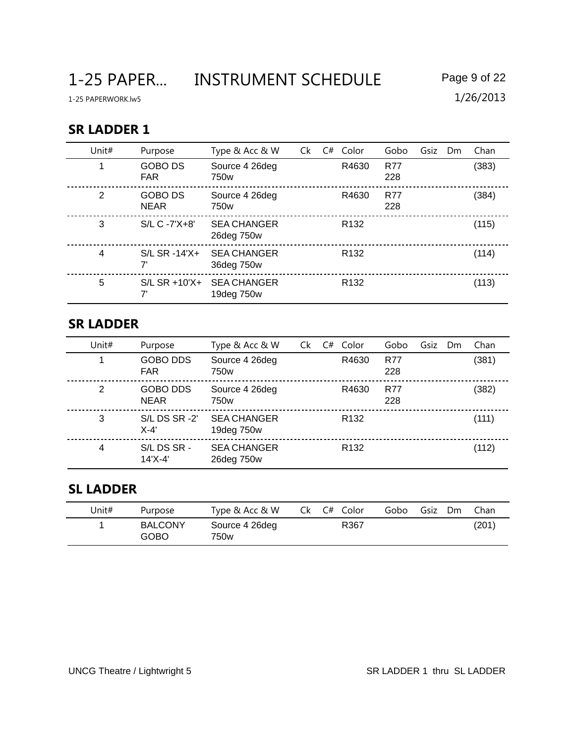# 1-25 PAPER... INSTRUMENT SCHEDULE

1-25 PAPERWORK.lw5

1/26/2013

## SR LADDER 1

| Unit# | Purpose | Type & Acc & W | Ck | C# | Color | Gobo | Gsiz | Dm | Chan |
|---|---|---|---|---|---|---|---|---|---|
| 1 | GOBO DS FAR | Source 4 26deg 750w | | | R4630 | R77 228 | | | (383) |
| 2 | GOBO DS NEAR | Source 4 26deg 750w | | | R4630 | R77 228 | | | (384) |
| 3 | S/L C -7'X+8' | SEA CHANGER 26deg 750w | | | R132 | | | | (115) |
| 4 | S/L SR -14'X+ 7' | SEA CHANGER 36deg 750w | | | R132 | | | | (114) |
| 5 | S/L SR +10'X+ 7' | SEA CHANGER 19deg 750w | | | R132 | | | | (113) |

## SR LADDER

| Unit# | Purpose | Type & Acc & W | Ck | C# | Color | Gobo | Gsiz | Dm | Chan |
|---|---|---|---|---|---|---|---|---|---|
| 1 | GOBO DDS FAR | Source 4 26deg 750w | | | R4630 | R77 228 | | | (381) |
| 2 | GOBO DDS NEAR | Source 4 26deg 750w | | | R4630 | R77 228 | | | (382) |
| 3 | S/L DS SR -2' X-4' | SEA CHANGER 19deg 750w | | | R132 | | | | (111) |
| 4 | S/L DS SR - 14'X-4' | SEA CHANGER 26deg 750w | | | R132 | | | | (112) |

## SL LADDER

| Unit# | Purpose | Type & Acc & W | Ck | C# | Color | Gobo | Gsiz | Dm | Chan |
|---|---|---|---|---|---|---|---|---|---|
| 1 | BALCONY GOBO | Source 4 26deg 750w | | | R367 | | | | (201) |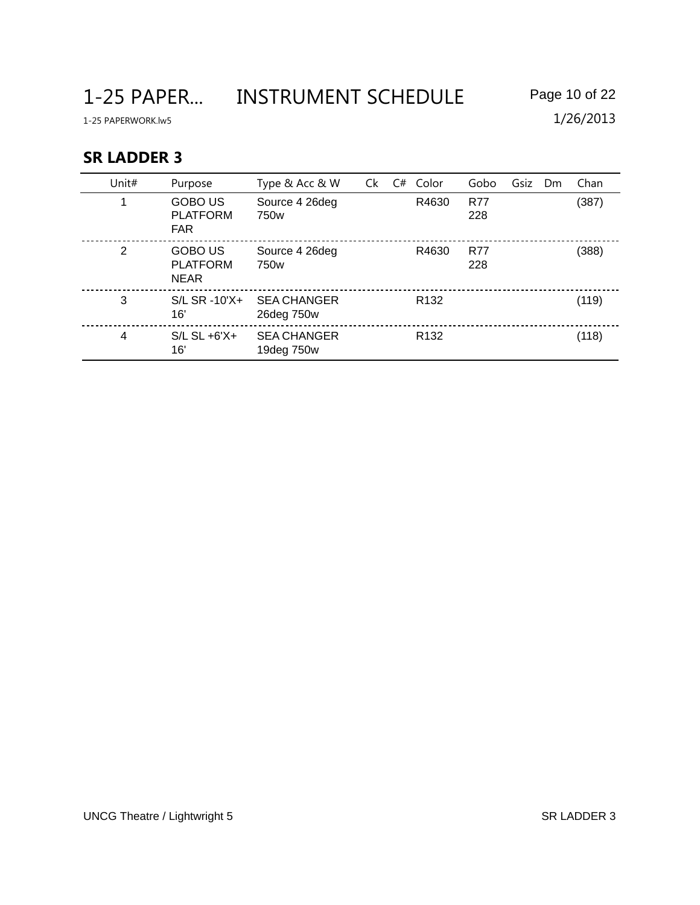# 1-25 PAPER... INSTRUMENT SCHEDULE

1-25 PAPERWORK.lw5

1/26/2013

## SR LADDER 3

| Unit# | Purpose | Type & Acc & W | Ck | C# | Color | Gobo | Gsiz | Dm | Chan |
|---|---|---|---|---|---|---|---|---|---|
| 1 | GOBO US PLATFORM FAR | Source 4 26deg 750w | | | R4630 | R77 228 | | | (387) |
| 2 | GOBO US PLATFORM NEAR | Source 4 26deg 750w | | | R4630 | R77 228 | | | (388) |
| 3 | S/L SR -10'X+ 16' | SEA CHANGER 26deg 750w | | | R132 | | | | (119) |
| 4 | S/L SL +6'X+ 16' | SEA CHANGER 19deg 750w | | | R132 | | | | (118) |

UNCG Theatre / Lightwright 5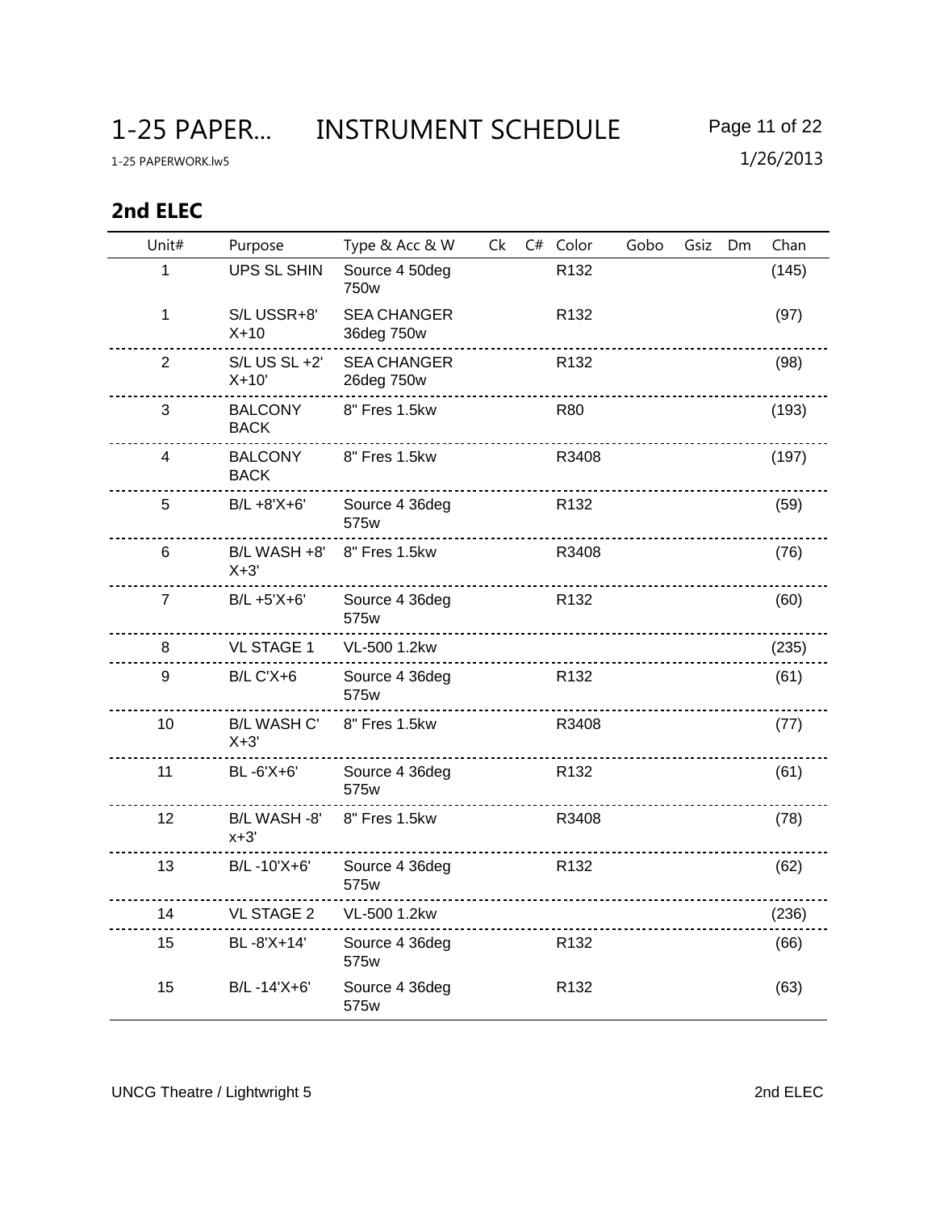# 1-25 PAPER... INSTRUMENT SCHEDULE

1-25 PAPERWORK.lw5

1/26/2013

## 2nd ELEC

| Unit# | Purpose | Type & Acc & W | Ck | C# | Color | Gobo | Gsiz | Dm | Chan |
|---|---|---|---|---|---|---|---|---|---|
| 1 | UPS SL SHIN | Source 4 50deg 750w | | | R132 | | | | (145) |
| 1 | S/L USSR+8' X+10 | SEA CHANGER 36deg 750w | | | R132 | | | | (97) |
| 2 | S/L US SL +2' X+10' | SEA CHANGER 26deg 750w | | | R132 | | | | (98) |
| 3 | BALCONY BACK | 8" Fres 1.5kw | | | R80 | | | | (193) |
| 4 | BALCONY BACK | 8" Fres 1.5kw | | | R3408 | | | | (197) |
| 5 | B/L +8'X+6' | Source 4 36deg 575w | | | R132 | | | | (59) |
| 6 | B/L WASH +8' X+3' | 8" Fres 1.5kw | | | R3408 | | | | (76) |
| 7 | B/L +5'X+6' | Source 4 36deg 575w | | | R132 | | | | (60) |
| 8 | VL STAGE 1 | VL-500 1.2kw | | | | | | | (235) |
| 9 | B/L C'X+6 | Source 4 36deg 575w | | | R132 | | | | (61) |
| 10 | B/L WASH C' X+3' | 8" Fres 1.5kw | | | R3408 | | | | (77) |
| 11 | BL -6'X+6' | Source 4 36deg 575w | | | R132 | | | | (61) |
| 12 | B/L WASH -8' x+3' | 8" Fres 1.5kw | | | R3408 | | | | (78) |
| 13 | B/L -10'X+6' | Source 4 36deg 575w | | | R132 | | | | (62) |
| 14 | VL STAGE 2 | VL-500 1.2kw | | | | | | | (236) |
| 15 | BL -8'X+14' | Source 4 36deg 575w | | | R132 | | | | (66) |
| 15 | B/L -14'X+6' | Source 4 36deg 575w | | | R132 | | | | (63) |

UNCG Theatre / Lightwright 5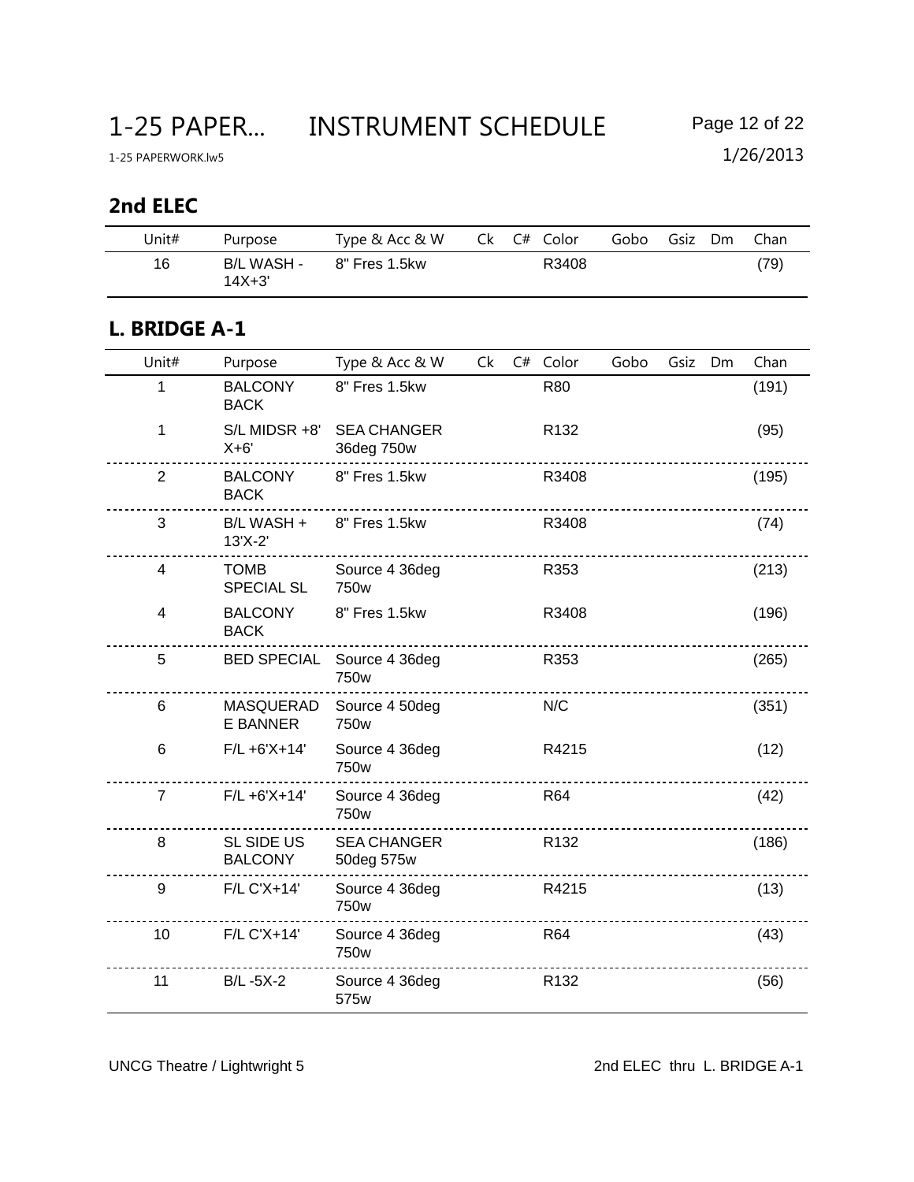# 1-25 PAPER... INSTRUMENT SCHEDULE

1-25 PAPERWORK.lw5

1/26/2013

## 2nd ELEC

| Unit# | Purpose | Type & Acc & W | Ck | C# | Color | Gobo | Gsiz | Dm | Chan |
|---|---|---|---|---|---|---|---|---|---|
| 16 | B/L WASH - 14X+3' | 8" Fres 1.5kw | | | R3408 | | | | (79) |

## L. BRIDGE A-1

| Unit# | Purpose | Type & Acc & W | Ck | C# | Color | Gobo | Gsiz | Dm | Chan |
|---|---|---|---|---|---|---|---|---|---|
| 1 | BALCONY BACK | 8" Fres 1.5kw | | | R80 | | | | (191) |
| 1 | S/L MIDSR +8' X+6' | SEA CHANGER 36deg 750w | | | R132 | | | | (95) |
| 2 | BALCONY BACK | 8" Fres 1.5kw | | | R3408 | | | | (195) |
| 3 | B/L WASH + 13'X-2' | 8" Fres 1.5kw | | | R3408 | | | | (74) |
| 4 | TOMB SPECIAL SL | Source 4 36deg 750w | | | R353 | | | | (213) |
| 4 | BALCONY BACK | 8" Fres 1.5kw | | | R3408 | | | | (196) |
| 5 | BED SPECIAL | Source 4 36deg 750w | | | R353 | | | | (265) |
| 6 | MASQUERADE BANNER | Source 4 50deg 750w | | | N/C | | | | (351) |
| 6 | F/L +6'X+14' | Source 4 36deg 750w | | | R4215 | | | | (12) |
| 7 | F/L +6'X+14' | Source 4 36deg 750w | | | R64 | | | | (42) |
| 8 | SL SIDE US BALCONY | SEA CHANGER 50deg 575w | | | R132 | | | | (186) |
| 9 | F/L C'X+14' | Source 4 36deg 750w | | | R4215 | | | | (13) |
| 10 | F/L C'X+14' | Source 4 36deg 750w | | | R64 | | | | (43) |
| 11 | B/L -5X-2 | Source 4 36deg 575w | | | R132 | | | | (56) |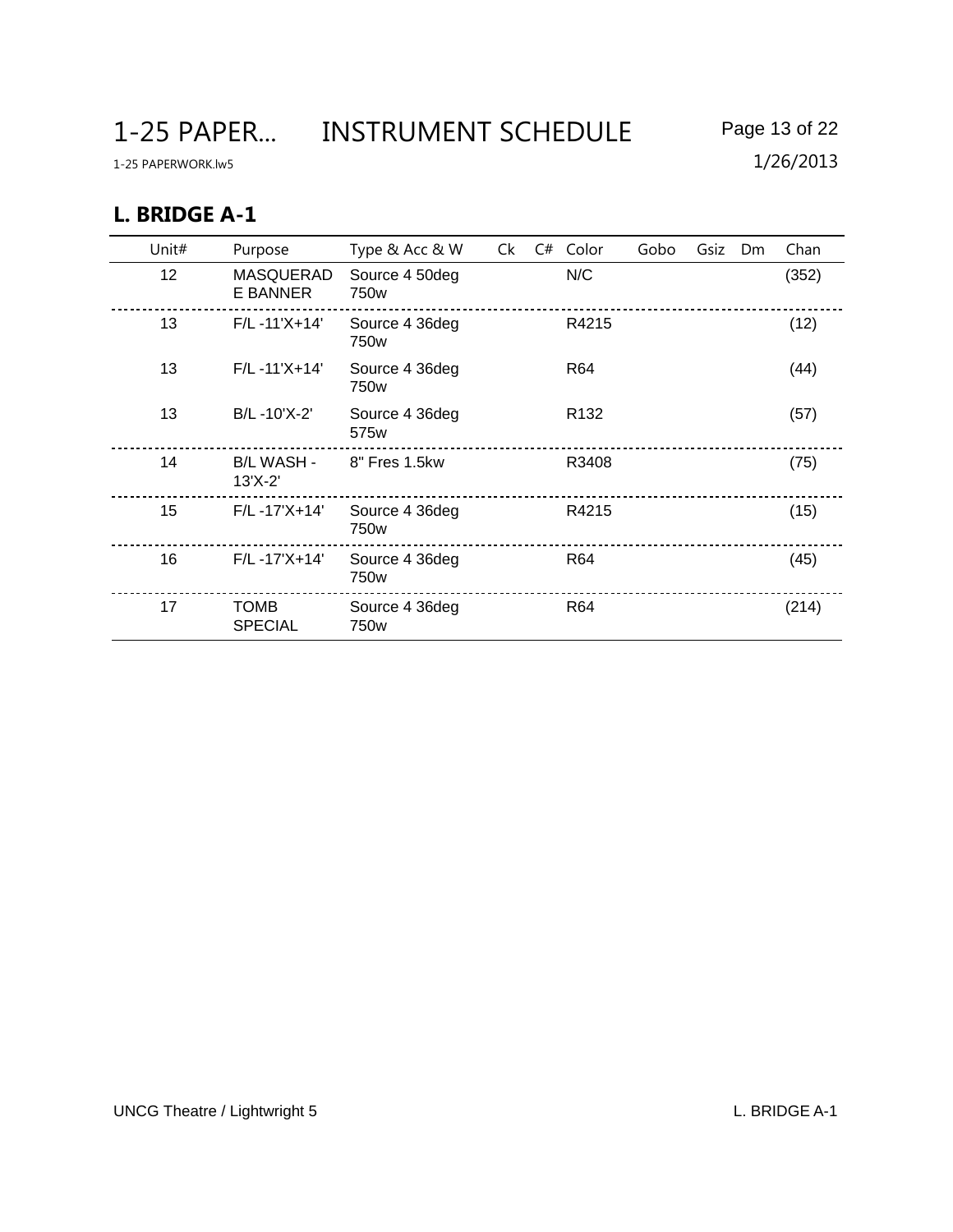## L. BRIDGE A-1

| Unit# | Purpose | Type & Acc & W | Ck | C# | Color | Gobo | Gsiz | Dm | Chan |
|---|---|---|---|---|---|---|---|---|---|
| 12 | MASQUERADE BANNER | Source 4 50deg 750w | | | N/C | | | | (352) |
| 13 | F/L -11'X+14' | Source 4 36deg 750w | | | R4215 | | | | (12) |
| 13 | F/L -11'X+14' | Source 4 36deg 750w | | | R64 | | | | (44) |
| 13 | B/L -10'X-2' | Source 4 36deg 575w | | | R132 | | | | (57) |
| 14 | B/L WASH - 13'X-2' | 8" Fres 1.5kw | | | R3408 | | | | (75) |
| 15 | F/L -17'X+14' | Source 4 36deg 750w | | | R4215 | | | | (15) |
| 16 | F/L -17'X+14' | Source 4 36deg 750w | | | R64 | | | | (45) |
| 17 | TOMB SPECIAL | Source 4 36deg 750w | | | R64 | | | | (214) |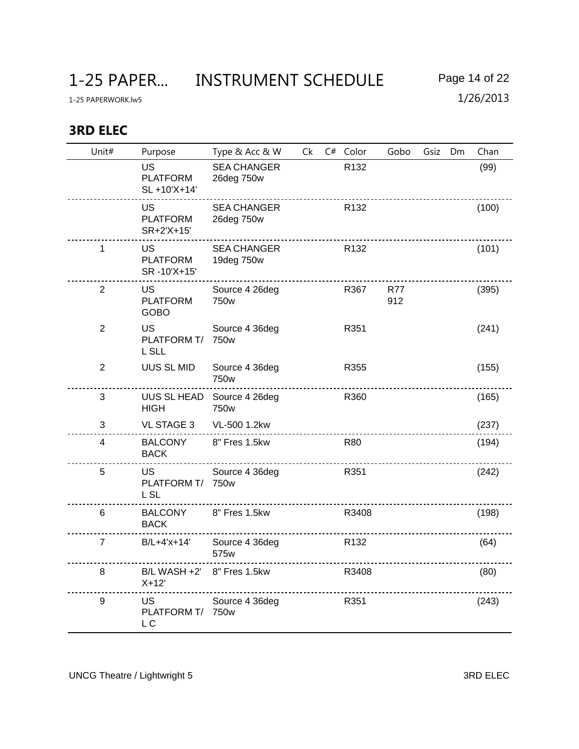# 1-25 PAPER... INSTRUMENT SCHEDULE

1-25 PAPERWORK.lw5

1/26/2013

## 3RD ELEC

| Unit# | Purpose | Type & Acc & W | Ck | C# | Color | Gobo | Gsiz | Dm | Chan |
|---|---|---|---|---|---|---|---|---|---|
| | US PLATFORM SL +10'X+14' | SEA CHANGER 26deg 750w | | | R132 | | | | (99) |
| | US PLATFORM SR+2'X+15' | SEA CHANGER 26deg 750w | | | R132 | | | | (100) |
| 1 | US PLATFORM SR -10'X+15' | SEA CHANGER 19deg 750w | | | R132 | | | | (101) |
| 2 | US PLATFORM GOBO | Source 4 26deg 750w | | | R367 | R77 912 | | | (395) |
| 2 | US PLATFORM T/L SLL | Source 4 36deg 750w | | | R351 | | | | (241) |
| 2 | UUS SL MID | Source 4 36deg 750w | | | R355 | | | | (155) |
| 3 | UUS SL HEAD HIGH | Source 4 26deg 750w | | | R360 | | | | (165) |
| 3 | VL STAGE 3 | VL-500 1.2kw | | | | | | | (237) |
| 4 | BALCONY BACK | 8" Fres 1.5kw | | | R80 | | | | (194) |
| 5 | US PLATFORM T/L SL | Source 4 36deg 750w | | | R351 | | | | (242) |
| 6 | BALCONY BACK | 8" Fres 1.5kw | | | R3408 | | | | (198) |
| 7 | B/L+4'x+14' | Source 4 36deg 575w | | | R132 | | | | (64) |
| 8 | B/L WASH +2' X+12' | 8" Fres 1.5kw | | | R3408 | | | | (80) |
| 9 | US PLATFORM T/L C | Source 4 36deg 750w | | | R351 | | | | (243) |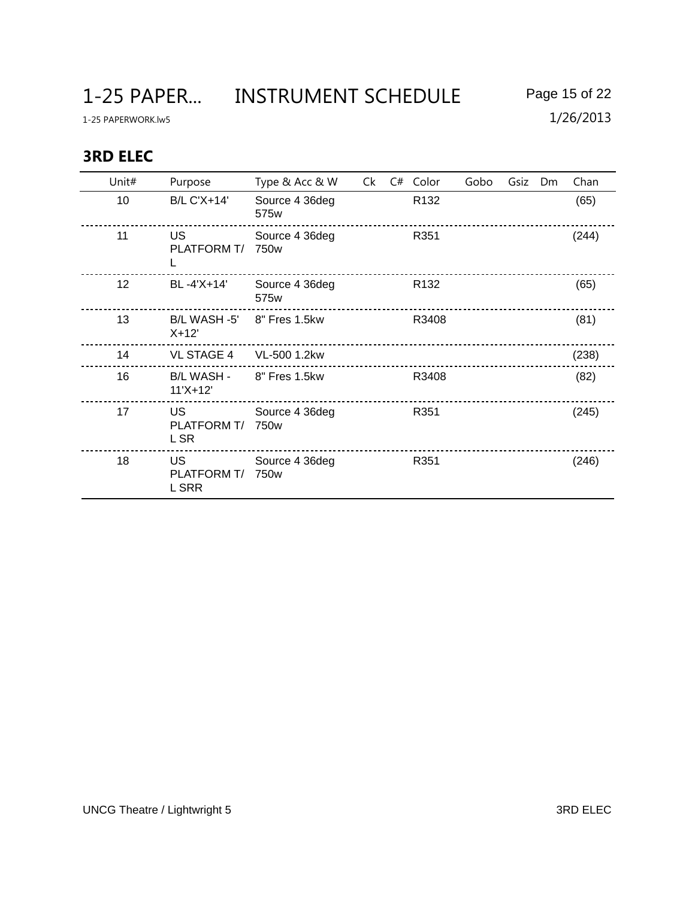# 1-25 PAPER... INSTRUMENT SCHEDULE

1-25 PAPERWORK.lw5

1/26/2013

## 3RD ELEC

| Unit# | Purpose | Type & Acc & W | Ck | C# | Color | Gobo | Gsiz | Dm | Chan |
|---|---|---|---|---|---|---|---|---|---|
| 10 | B/L C'X+14' | Source 4 36deg 575w | | | R132 | | | | (65) |
| 11 | US PLATFORM T/L | Source 4 36deg 750w | | | R351 | | | | (244) |
| 12 | BL -4'X+14' | Source 4 36deg 575w | | | R132 | | | | (65) |
| 13 | B/L WASH -5' X+12' | 8" Fres 1.5kw | | | R3408 | | | | (81) |
| 14 | VL STAGE 4 | VL-500 1.2kw | | | | | | | (238) |
| 16 | B/L WASH -11'X+12' | 8" Fres 1.5kw | | | R3408 | | | | (82) |
| 17 | US PLATFORM T/L SR | Source 4 36deg 750w | | | R351 | | | | (245) |
| 18 | US PLATFORM T/L SRR | Source 4 36deg 750w | | | R351 | | | | (246) |

UNCG Theatre / Lightwright 5

3RD ELEC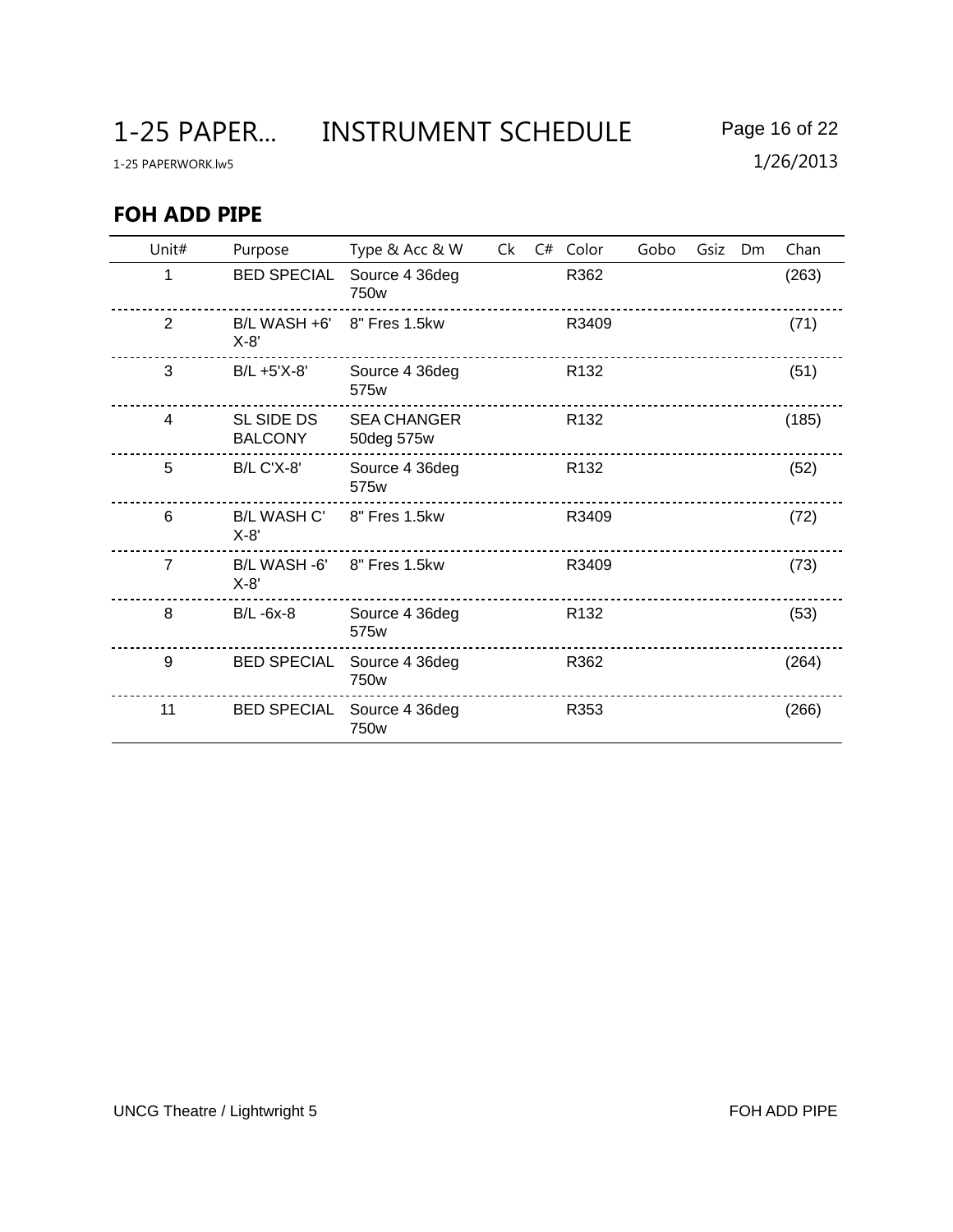## FOH ADD PIPE

| Unit# | Purpose | Type & Acc & W | Ck | C# | Color | Gobo | Gsiz | Dm | Chan |
|---|---|---|---|---|---|---|---|---|---|
| 1 | BED SPECIAL | Source 4 36deg 750w | | | R362 | | | | (263) |
| 2 | B/L WASH +6' X-8' | 8" Fres 1.5kw | | | R3409 | | | | (71) |
| 3 | B/L +5'X-8' | Source 4 36deg 575w | | | R132 | | | | (51) |
| 4 | SL SIDE DS BALCONY | SEA CHANGER 50deg 575w | | | R132 | | | | (185) |
| 5 | B/L C'X-8' | Source 4 36deg 575w | | | R132 | | | | (52) |
| 6 | B/L WASH C' X-8' | 8" Fres 1.5kw | | | R3409 | | | | (72) |
| 7 | B/L WASH -6' X-8' | 8" Fres 1.5kw | | | R3409 | | | | (73) |
| 8 | B/L -6x-8 | Source 4 36deg 575w | | | R132 | | | | (53) |
| 9 | BED SPECIAL | Source 4 36deg 750w | | | R362 | | | | (264) |
| 11 | BED SPECIAL | Source 4 36deg 750w | | | R353 | | | | (266) |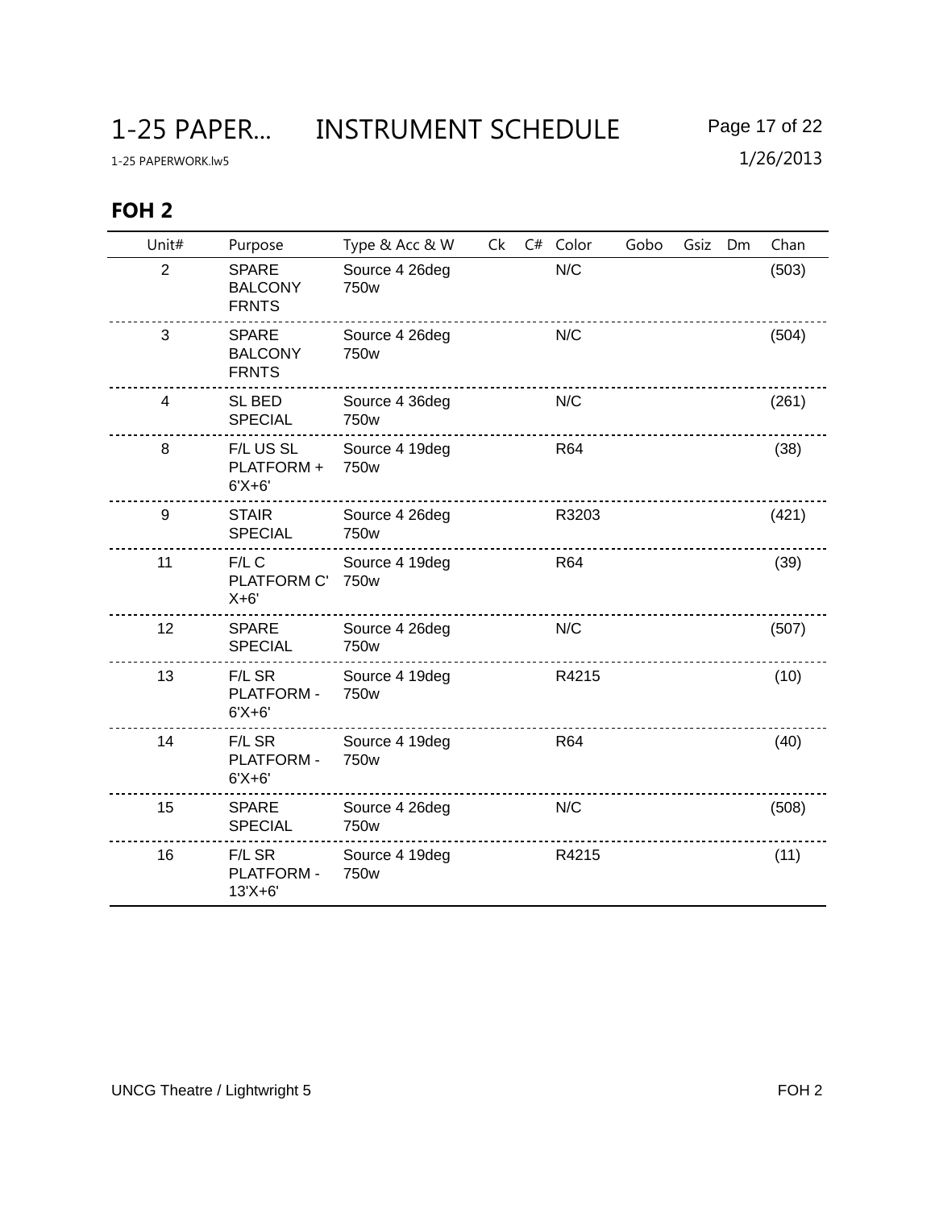# 1-25 PAPER... INSTRUMENT SCHEDULE

1-25 PAPERWORK.lw5

1/26/2013

## FOH 2

| Unit# | Purpose | Type & Acc & W | Ck | C# | Color | Gobo | Gsiz | Dm | Chan |
|---|---|---|---|---|---|---|---|---|---|
| 2 | SPARE BALCONY FRNTS | Source 4 26deg 750w | | | N/C | | | | (503) |
| 3 | SPARE BALCONY FRNTS | Source 4 26deg 750w | | | N/C | | | | (504) |
| 4 | SL BED SPECIAL | Source 4 36deg 750w | | | N/C | | | | (261) |
| 8 | F/L US SL PLATFORM + 6'X+6' | Source 4 19deg 750w | | | R64 | | | | (38) |
| 9 | STAIR SPECIAL | Source 4 26deg 750w | | | R3203 | | | | (421) |
| 11 | F/L C PLATFORM C' X+6' | Source 4 19deg 750w | | | R64 | | | | (39) |
| 12 | SPARE SPECIAL | Source 4 26deg 750w | | | N/C | | | | (507) |
| 13 | F/L SR PLATFORM - 6'X+6' | Source 4 19deg 750w | | | R4215 | | | | (10) |
| 14 | F/L SR PLATFORM - 6'X+6' | Source 4 19deg 750w | | | R64 | | | | (40) |
| 15 | SPARE SPECIAL | Source 4 26deg 750w | | | N/C | | | | (508) |
| 16 | F/L SR PLATFORM - 13'X+6' | Source 4 19deg 750w | | | R4215 | | | | (11) |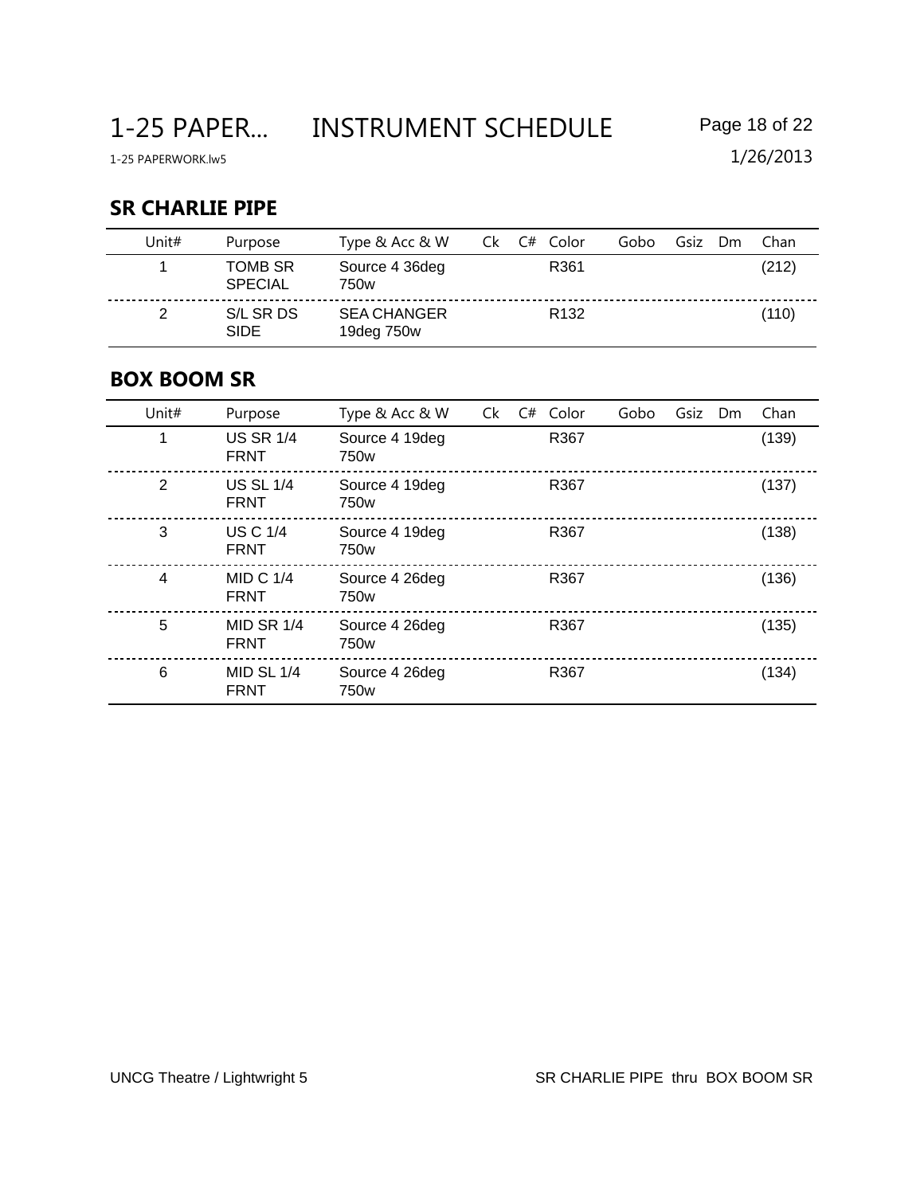## SR CHARLIE PIPE

| Unit# | Purpose | Type & Acc & W | Ck | C# | Color | Gobo | Gsiz | Dm | Chan |
|---|---|---|---|---|---|---|---|---|---|
| 1 | TOMB SR SPECIAL | Source 4 36deg 750w | | | R361 | | | | (212) |
| 2 | S/L SR DS SIDE | SEA CHANGER 19deg 750w | | | R132 | | | | (110) |

## BOX BOOM SR

| Unit# | Purpose | Type & Acc & W | Ck | C# | Color | Gobo | Gsiz | Dm | Chan |
|---|---|---|---|---|---|---|---|---|---|
| 1 | US SR 1/4 FRNT | Source 4 19deg 750w | | | R367 | | | | (139) |
| 2 | US SL 1/4 FRNT | Source 4 19deg 750w | | | R367 | | | | (137) |
| 3 | US C 1/4 FRNT | Source 4 19deg 750w | | | R367 | | | | (138) |
| 4 | MID C 1/4 FRNT | Source 4 26deg 750w | | | R367 | | | | (136) |
| 5 | MID SR 1/4 FRNT | Source 4 26deg 750w | | | R367 | | | | (135) |
| 6 | MID SL 1/4 FRNT | Source 4 26deg 750w | | | R367 | | | | (134) |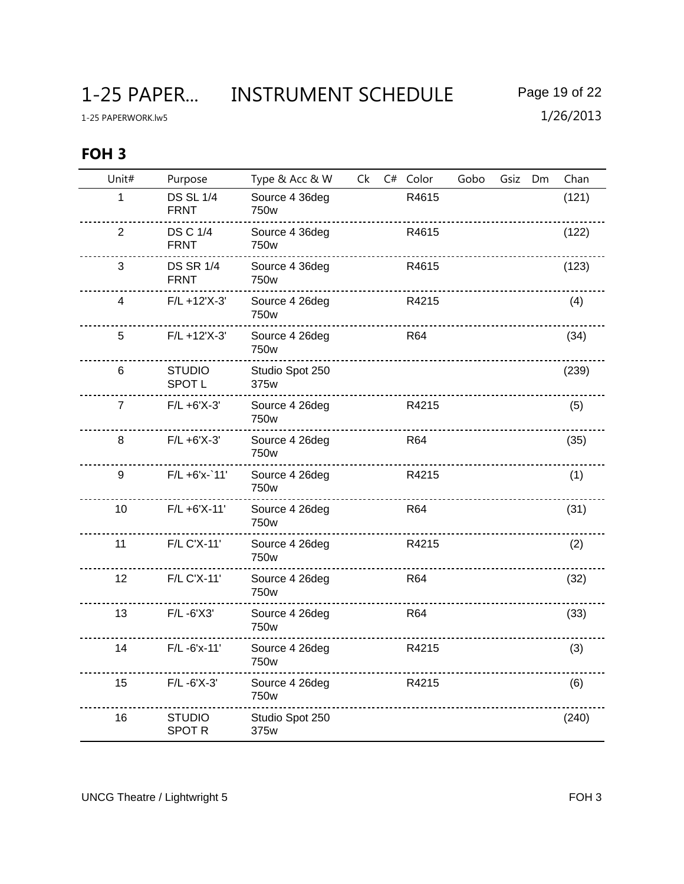# 1-25 PAPER... INSTRUMENT SCHEDULE

1-25 PAPERWORK.lw5

1/26/2013

## FOH 3

| Unit# | Purpose | Type & Acc & W | Ck | C# | Color | Gobo | Gsiz | Dm | Chan |
|---|---|---|---|---|---|---|---|---|---|
| 1 | DS SL 1/4 FRNT | Source 4 36deg 750w | | | R4615 | | | | (121) |
| 2 | DS C 1/4 FRNT | Source 4 36deg 750w | | | R4615 | | | | (122) |
| 3 | DS SR 1/4 FRNT | Source 4 36deg 750w | | | R4615 | | | | (123) |
| 4 | F/L +12'X-3' | Source 4 26deg 750w | | | R4215 | | | | (4) |
| 5 | F/L +12'X-3' | Source 4 26deg 750w | | | R64 | | | | (34) |
| 6 | STUDIO SPOT L | Studio Spot 250 375w | | | | | | | (239) |
| 7 | F/L +6'X-3' | Source 4 26deg 750w | | | R4215 | | | | (5) |
| 8 | F/L +6'X-3' | Source 4 26deg 750w | | | R64 | | | | (35) |
| 9 | F/L +6'x-`11' | Source 4 26deg 750w | | | R4215 | | | | (1) |
| 10 | F/L +6'X-11' | Source 4 26deg 750w | | | R64 | | | | (31) |
| 11 | F/L C'X-11' | Source 4 26deg 750w | | | R4215 | | | | (2) |
| 12 | F/L C'X-11' | Source 4 26deg 750w | | | R64 | | | | (32) |
| 13 | F/L -6'X3' | Source 4 26deg 750w | | | R64 | | | | (33) |
| 14 | F/L -6'x-11' | Source 4 26deg 750w | | | R4215 | | | | (3) |
| 15 | F/L -6'X-3' | Source 4 26deg 750w | | | R4215 | | | | (6) |
| 16 | STUDIO SPOT R | Studio Spot 250 375w | | | | | | | (240) |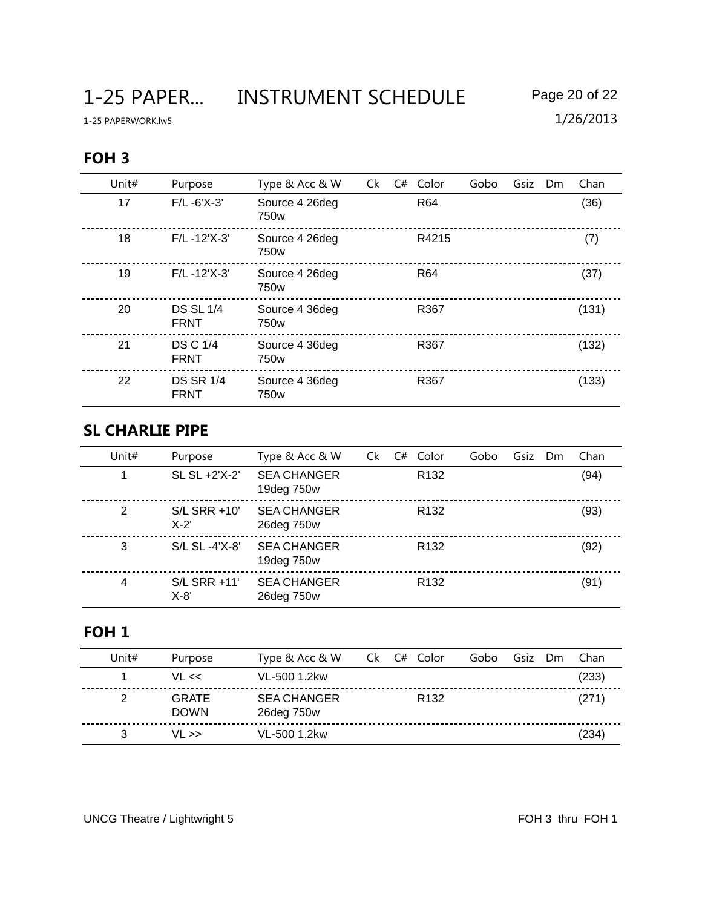## FOH 3

| Unit# | Purpose | Type & Acc & W | Ck | C# | Color | Gobo | Gsiz | Dm | Chan |
|---|---|---|---|---|---|---|---|---|---|
| 17 | F/L -6'X-3' | Source 4 26deg 750w | | | R64 | | | | (36) |
| 18 | F/L -12'X-3' | Source 4 26deg 750w | | | R4215 | | | | (7) |
| 19 | F/L -12'X-3' | Source 4 26deg 750w | | | R64 | | | | (37) |
| 20 | DS SL 1/4 FRNT | Source 4 36deg 750w | | | R367 | | | | (131) |
| 21 | DS C 1/4 FRNT | Source 4 36deg 750w | | | R367 | | | | (132) |
| 22 | DS SR 1/4 FRNT | Source 4 36deg 750w | | | R367 | | | | (133) |

## SL CHARLIE PIPE

| Unit# | Purpose | Type & Acc & W | Ck | C# | Color | Gobo | Gsiz | Dm | Chan |
|---|---|---|---|---|---|---|---|---|---|
| 1 | SL SL +2'X-2' | SEA CHANGER 19deg 750w | | | R132 | | | | (94) |
| 2 | S/L SRR +10' X-2' | SEA CHANGER 26deg 750w | | | R132 | | | | (93) |
| 3 | S/L SL -4'X-8' | SEA CHANGER 19deg 750w | | | R132 | | | | (92) |
| 4 | S/L SRR +11' X-8' | SEA CHANGER 26deg 750w | | | R132 | | | | (91) |

## FOH 1

| Unit# | Purpose | Type & Acc & W | Ck | C# | Color | Gobo | Gsiz | Dm | Chan |
|---|---|---|---|---|---|---|---|---|---|
| 1 | VL << | VL-500 1.2kw | | | | | | | (233) |
| 2 | GRATE DOWN | SEA CHANGER 26deg 750w | | | R132 | | | | (271) |
| 3 | VL >> | VL-500 1.2kw | | | | | | | (234) |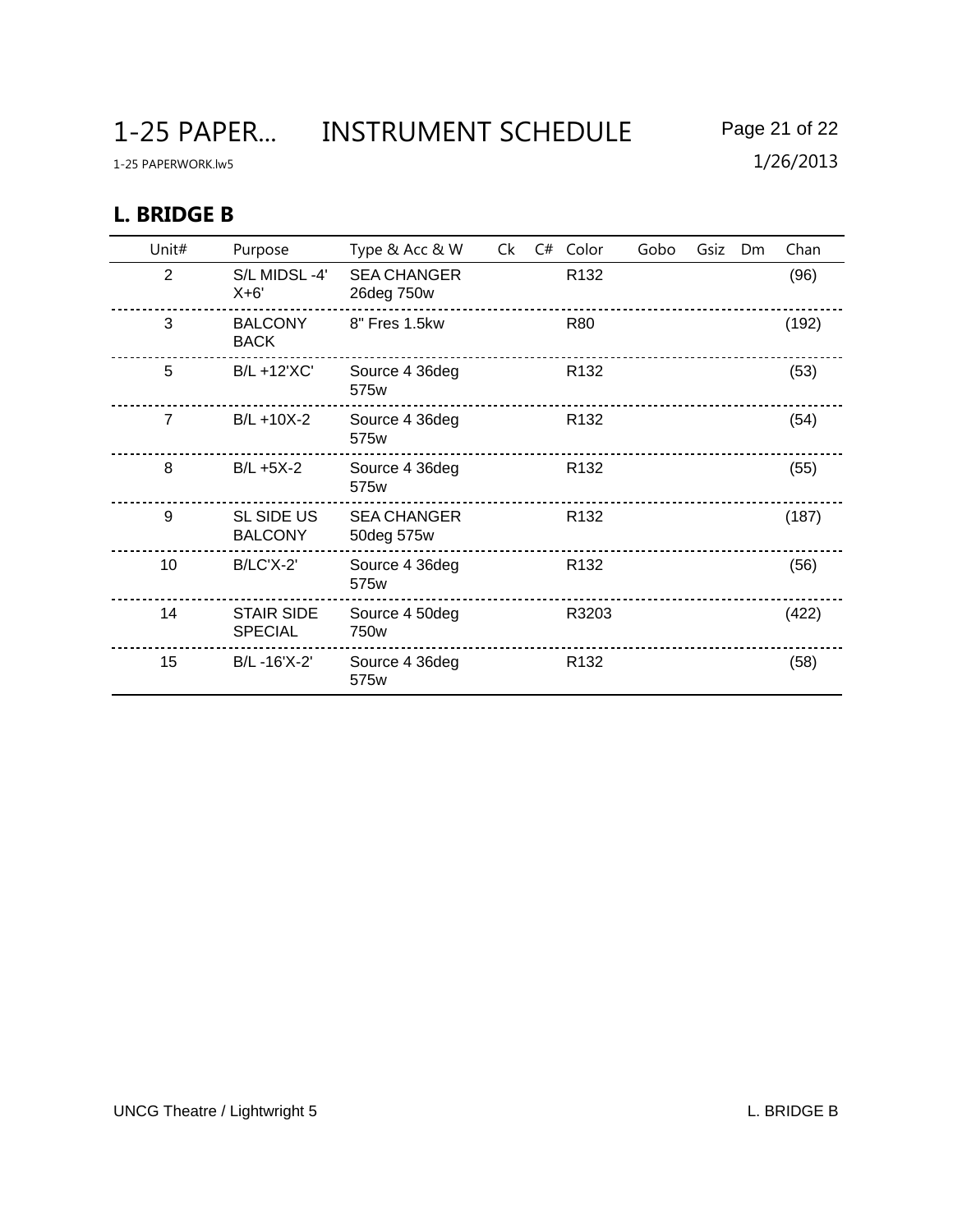# 1-25 PAPER... INSTRUMENT SCHEDULE

1-25 PAPERWORK.lw5

1/26/2013

## L. BRIDGE B

| Unit# | Purpose | Type & Acc & W | Ck | C# | Color | Gobo | Gsiz | Dm | Chan |
|---|---|---|---|---|---|---|---|---|---|
| 2 | S/L MIDSL -4' X+6' | SEA CHANGER 26deg 750w | | | R132 | | | | (96) |
| 3 | BALCONY BACK | 8" Fres 1.5kw | | | R80 | | | | (192) |
| 5 | B/L +12'XC' | Source 4 36deg 575w | | | R132 | | | | (53) |
| 7 | B/L +10X-2 | Source 4 36deg 575w | | | R132 | | | | (54) |
| 8 | B/L +5X-2 | Source 4 36deg 575w | | | R132 | | | | (55) |
| 9 | SL SIDE US BALCONY | SEA CHANGER 50deg 575w | | | R132 | | | | (187) |
| 10 | B/LC'X-2' | Source 4 36deg 575w | | | R132 | | | | (56) |
| 14 | STAIR SIDE SPECIAL | Source 4 50deg 750w | | | R3203 | | | | (422) |
| 15 | B/L -16'X-2' | Source 4 36deg 575w | | | R132 | | | | (58) |

UNCG Theatre / Lightwright 5 L. BRIDGE B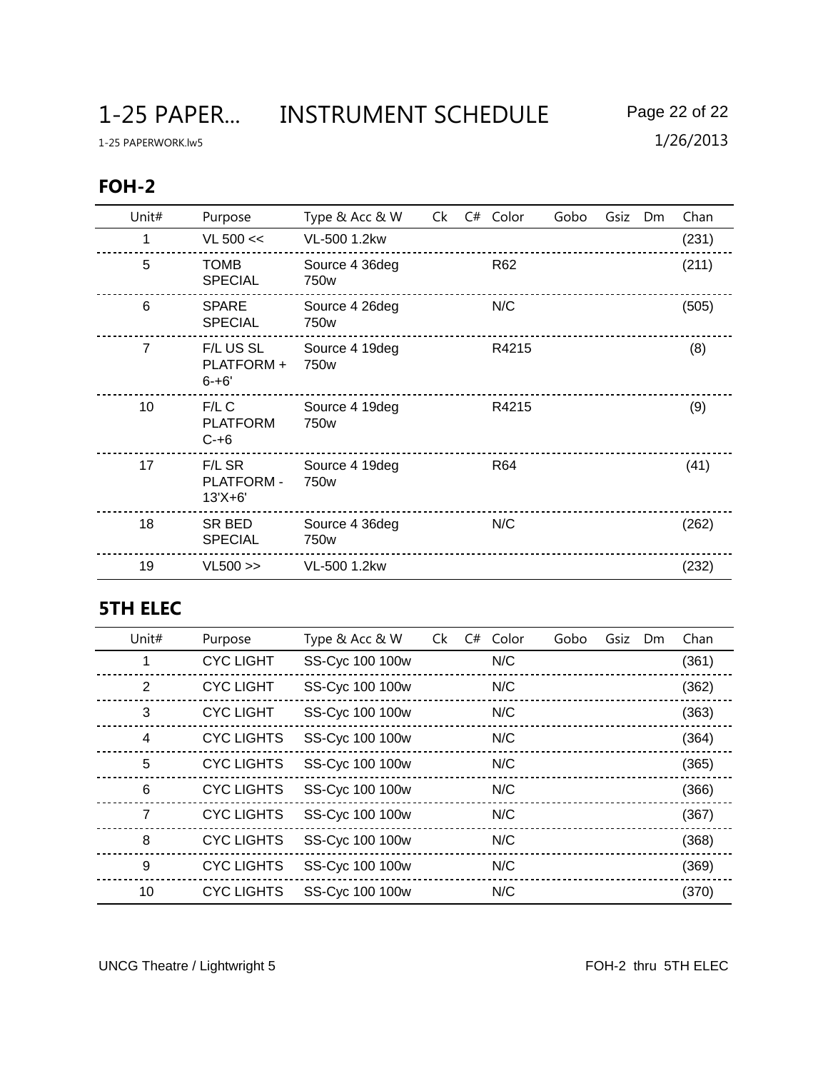## FOH-2

| Unit# | Purpose | Type & Acc & W | Ck | C# | Color | Gobo | Gsiz | Dm | Chan |
|---|---|---|---|---|---|---|---|---|---|
| 1 | VL 500 << | VL-500 1.2kw | | | | | | | (231) |
| 5 | TOMB SPECIAL | Source 4 36deg 750w | | | R62 | | | | (211) |
| 6 | SPARE SPECIAL | Source 4 26deg 750w | | | N/C | | | | (505) |
| 7 | F/L US SL PLATFORM + 6-+6' | Source 4 19deg 750w | | | R4215 | | | | (8) |
| 10 | F/L C PLATFORM C-+6 | Source 4 19deg 750w | | | R4215 | | | | (9) |
| 17 | F/L SR PLATFORM - 13'X+6' | Source 4 19deg 750w | | | R64 | | | | (41) |
| 18 | SR BED SPECIAL | Source 4 36deg 750w | | | N/C | | | | (262) |
| 19 | VL500 >> | VL-500 1.2kw | | | | | | | (232) |

## 5TH ELEC

| Unit# | Purpose | Type & Acc & W | Ck | C# | Color | Gobo | Gsiz | Dm | Chan |
|---|---|---|---|---|---|---|---|---|---|
| 1 | CYC LIGHT | SS-Cyc 100 100w | | | N/C | | | | (361) |
| 2 | CYC LIGHT | SS-Cyc 100 100w | | | N/C | | | | (362) |
| 3 | CYC LIGHT | SS-Cyc 100 100w | | | N/C | | | | (363) |
| 4 | CYC LIGHTS | SS-Cyc 100 100w | | | N/C | | | | (364) |
| 5 | CYC LIGHTS | SS-Cyc 100 100w | | | N/C | | | | (365) |
| 6 | CYC LIGHTS | SS-Cyc 100 100w | | | N/C | | | | (366) |
| 7 | CYC LIGHTS | SS-Cyc 100 100w | | | N/C | | | | (367) |
| 8 | CYC LIGHTS | SS-Cyc 100 100w | | | N/C | | | | (368) |
| 9 | CYC LIGHTS | SS-Cyc 100 100w | | | N/C | | | | (369) |
| 10 | CYC LIGHTS | SS-Cyc 100 100w | | | N/C | | | | (370) |